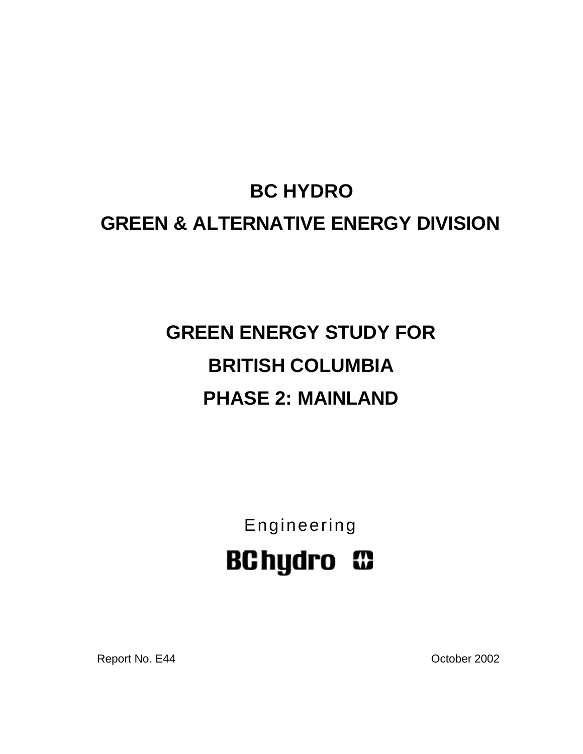# BC HYDRO

# GREEN & ALTERNATIVE ENERGY DIVISION

# GREEN ENERGY STUDY FOR BRITISH COLUMBIA

# PHASE 2: MAINLAND

Engineering

BC hydro

Report No. E44

October 2002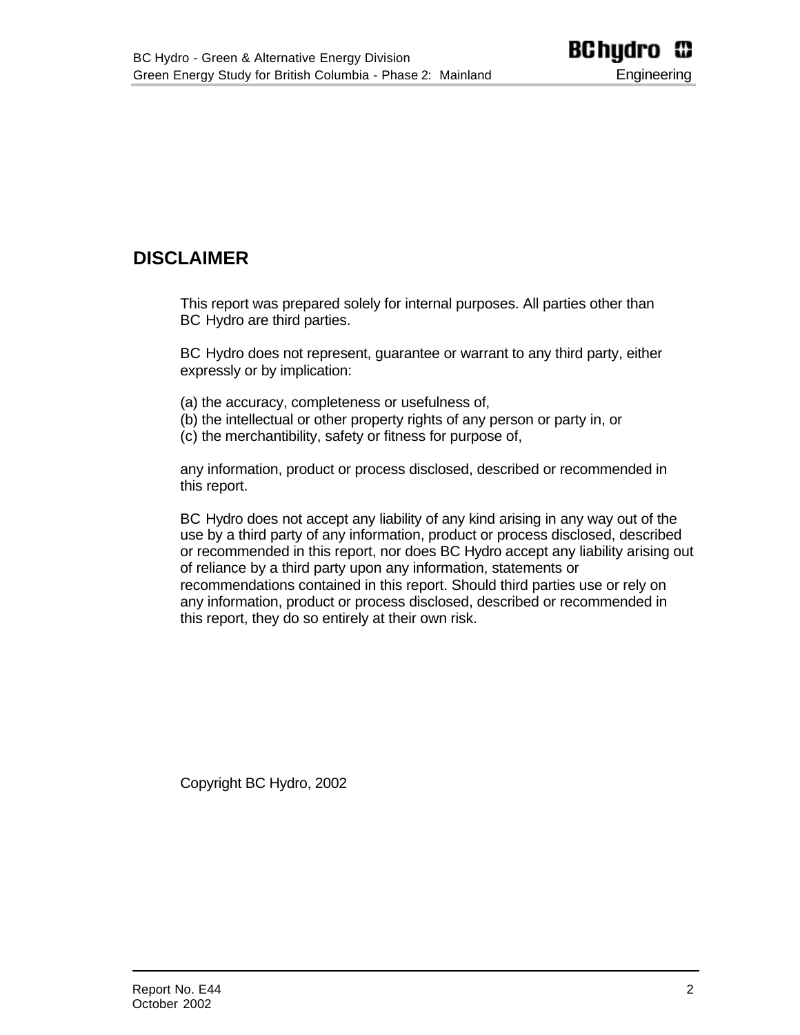# DISCLAIMER

This report was prepared solely for internal purposes. All parties other than BC Hydro are third parties.

BC Hydro does not represent, guarantee or warrant to any third party, either expressly or by implication:

(a) the accuracy, completeness or usefulness of,
(b) the intellectual or other property rights of any person or party in, or
(c) the merchantibility, safety or fitness for purpose of,

any information, product or process disclosed, described or recommended in this report.

BC Hydro does not accept any liability of any kind arising in any way out of the use by a third party of any information, product or process disclosed, described or recommended in this report, nor does BC Hydro accept any liability arising out of reliance by a third party upon any information, statements or recommendations contained in this report. Should third parties use or rely on any information, product or process disclosed, described or recommended in this report, they do so entirely at their own risk.

Copyright BC Hydro, 2002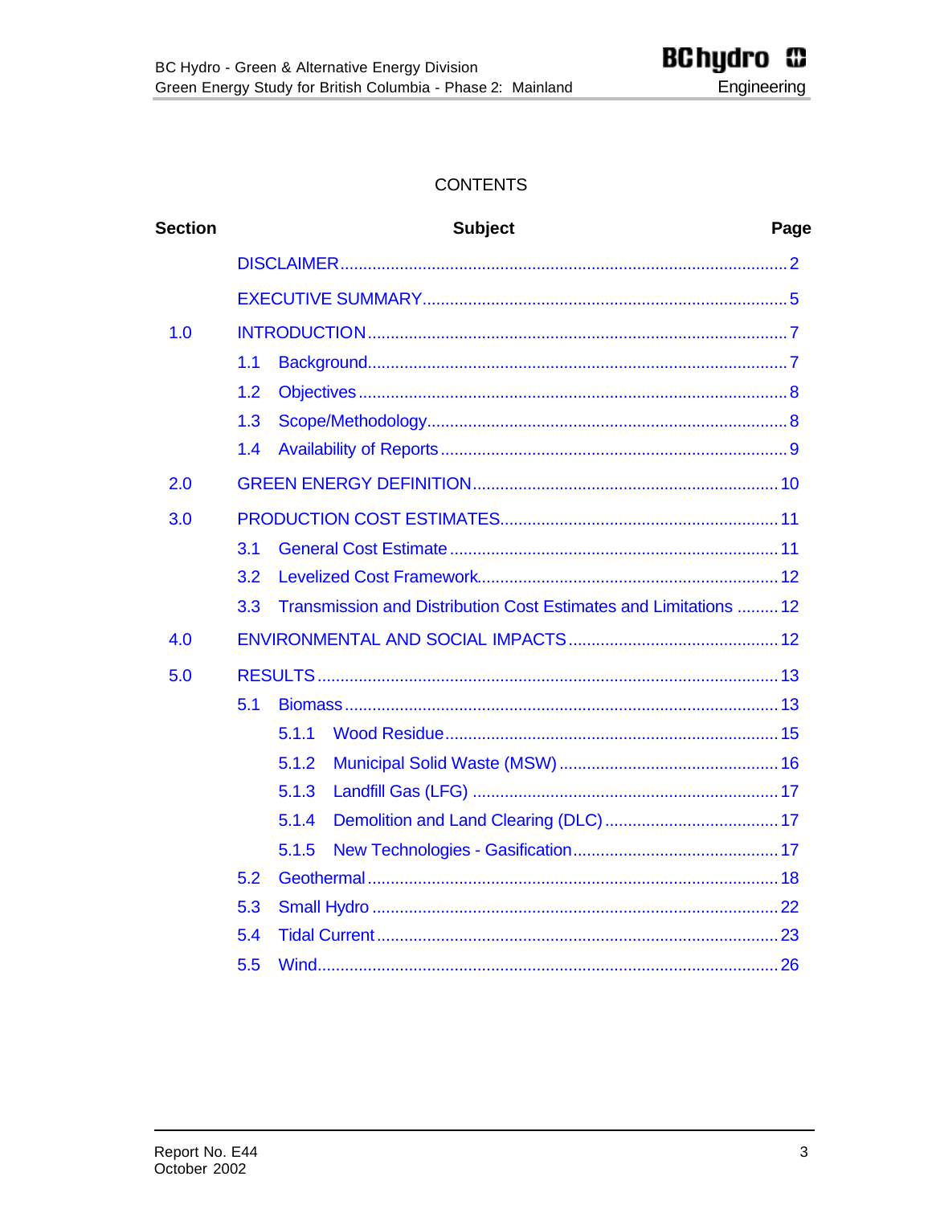# CONTENTS

| Section | Subject | Page |
|---|---|---|
| | DISCLAIMER | 2 |
| | EXECUTIVE SUMMARY | 5 |
| 1.0 | INTRODUCTION | 7 |
| | 1.1 Background | 7 |
| | 1.2 Objectives | 8 |
| | 1.3 Scope/Methodology | 8 |
| | 1.4 Availability of Reports | 9 |
| 2.0 | GREEN ENERGY DEFINITION | 10 |
| 3.0 | PRODUCTION COST ESTIMATES | 11 |
| | 3.1 General Cost Estimate | 11 |
| | 3.2 Levelized Cost Framework | 12 |
| | 3.3 Transmission and Distribution Cost Estimates and Limitations | 12 |
| 4.0 | ENVIRONMENTAL AND SOCIAL IMPACTS | 12 |
| 5.0 | RESULTS | 13 |
| | 5.1 Biomass | 13 |
| | 5.1.1 Wood Residue | 15 |
| | 5.1.2 Municipal Solid Waste (MSW) | 16 |
| | 5.1.3 Landfill Gas (LFG) | 17 |
| | 5.1.4 Demolition and Land Clearing (DLC) | 17 |
| | 5.1.5 New Technologies - Gasification | 17 |
| | 5.2 Geothermal | 18 |
| | 5.3 Small Hydro | 22 |
| | 5.4 Tidal Current | 23 |
| | 5.5 Wind | 26 |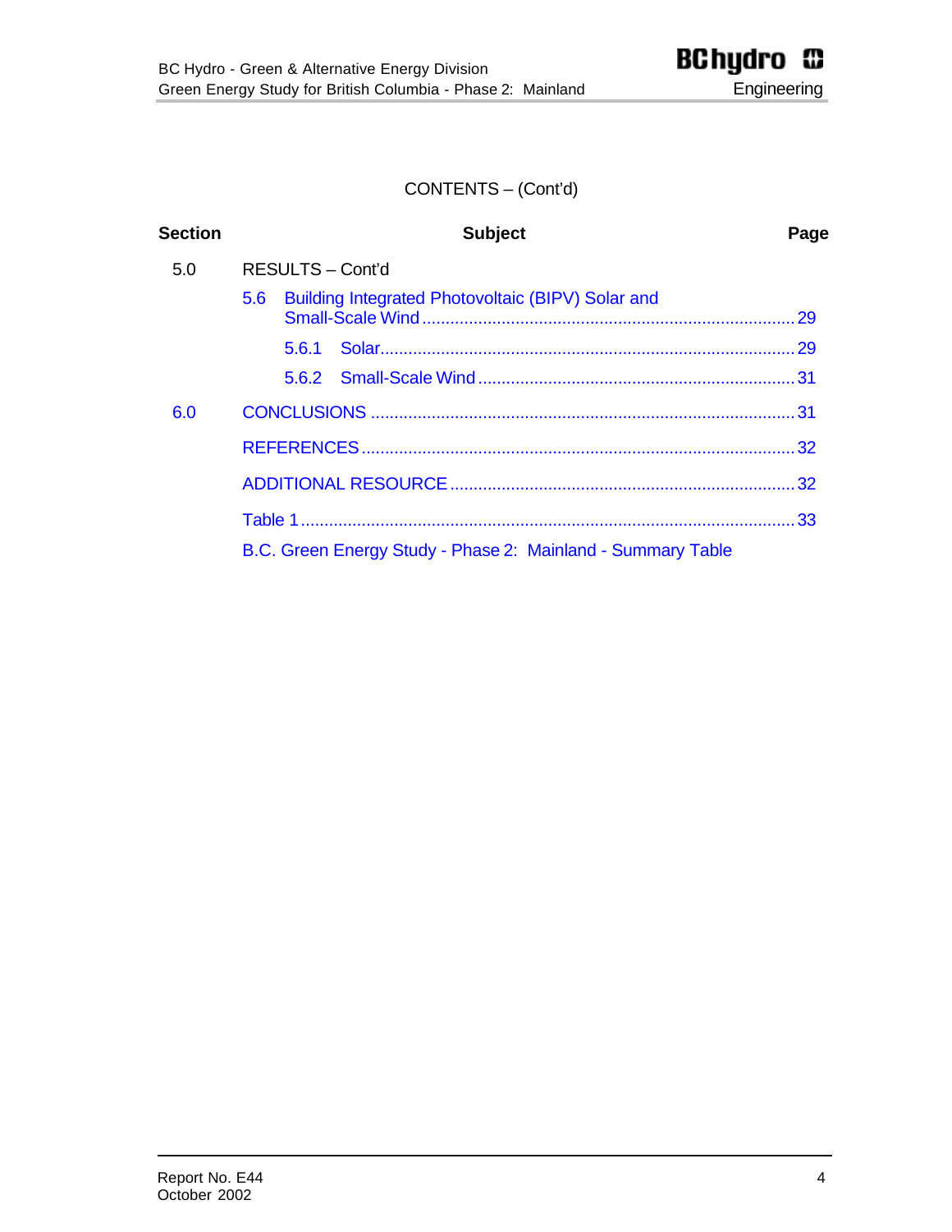CONTENTS – (Cont'd)

| Section | Subject | Page |
| --- | --- | --- |
| 5.0 | RESULTS – Cont'd | |
| | 5.6 Building Integrated Photovoltaic (BIPV) Solar and Small-Scale Wind | 29 |
| | 5.6.1 Solar | 29 |
| | 5.6.2 Small-Scale Wind | 31 |
| 6.0 | CONCLUSIONS | 31 |
| | REFERENCES | 32 |
| | ADDITIONAL RESOURCE | 32 |
| | Table 1 | 33 |
| | B.C. Green Energy Study - Phase 2: Mainland - Summary Table | |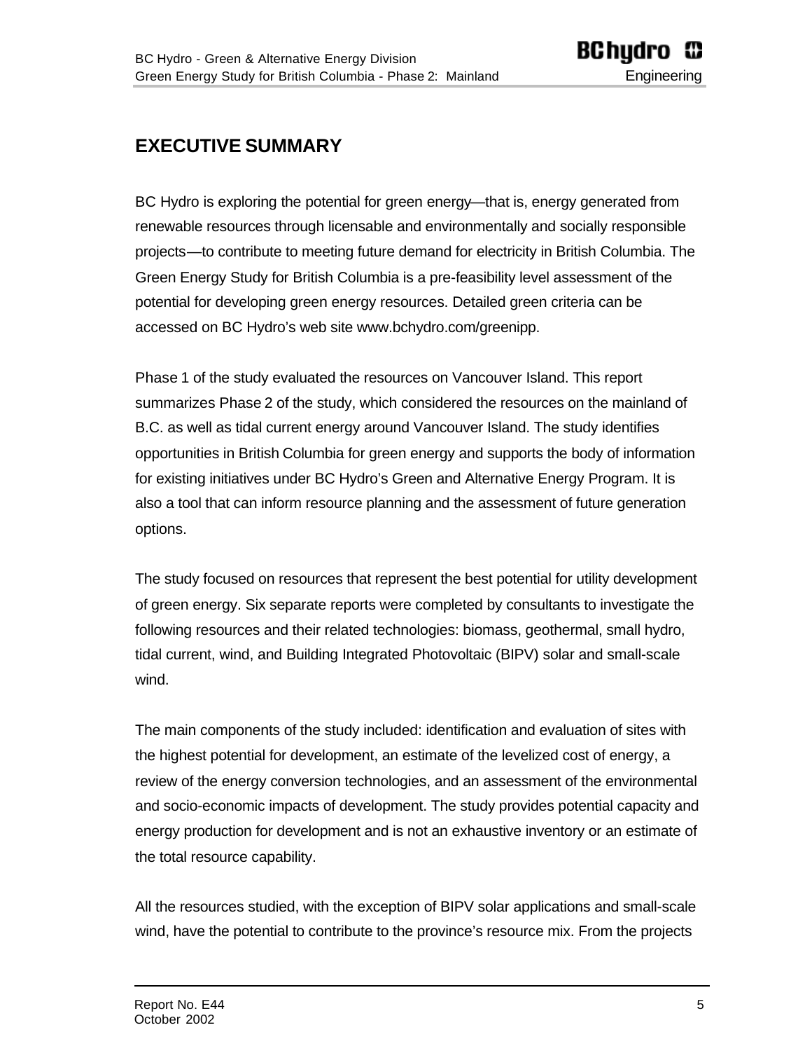# EXECUTIVE SUMMARY

BC Hydro is exploring the potential for green energy—that is, energy generated from renewable resources through licensable and environmentally and socially responsible projects—to contribute to meeting future demand for electricity in British Columbia. The Green Energy Study for British Columbia is a pre-feasibility level assessment of the potential for developing green energy resources. Detailed green criteria can be accessed on BC Hydro's web site www.bchydro.com/greenipp.

Phase 1 of the study evaluated the resources on Vancouver Island. This report summarizes Phase 2 of the study, which considered the resources on the mainland of B.C. as well as tidal current energy around Vancouver Island. The study identifies opportunities in British Columbia for green energy and supports the body of information for existing initiatives under BC Hydro's Green and Alternative Energy Program. It is also a tool that can inform resource planning and the assessment of future generation options.

The study focused on resources that represent the best potential for utility development of green energy. Six separate reports were completed by consultants to investigate the following resources and their related technologies: biomass, geothermal, small hydro, tidal current, wind, and Building Integrated Photovoltaic (BIPV) solar and small-scale wind.

The main components of the study included: identification and evaluation of sites with the highest potential for development, an estimate of the levelized cost of energy, a review of the energy conversion technologies, and an assessment of the environmental and socio-economic impacts of development. The study provides potential capacity and energy production for development and is not an exhaustive inventory or an estimate of the total resource capability.

All the resources studied, with the exception of BIPV solar applications and small-scale wind, have the potential to contribute to the province's resource mix. From the projects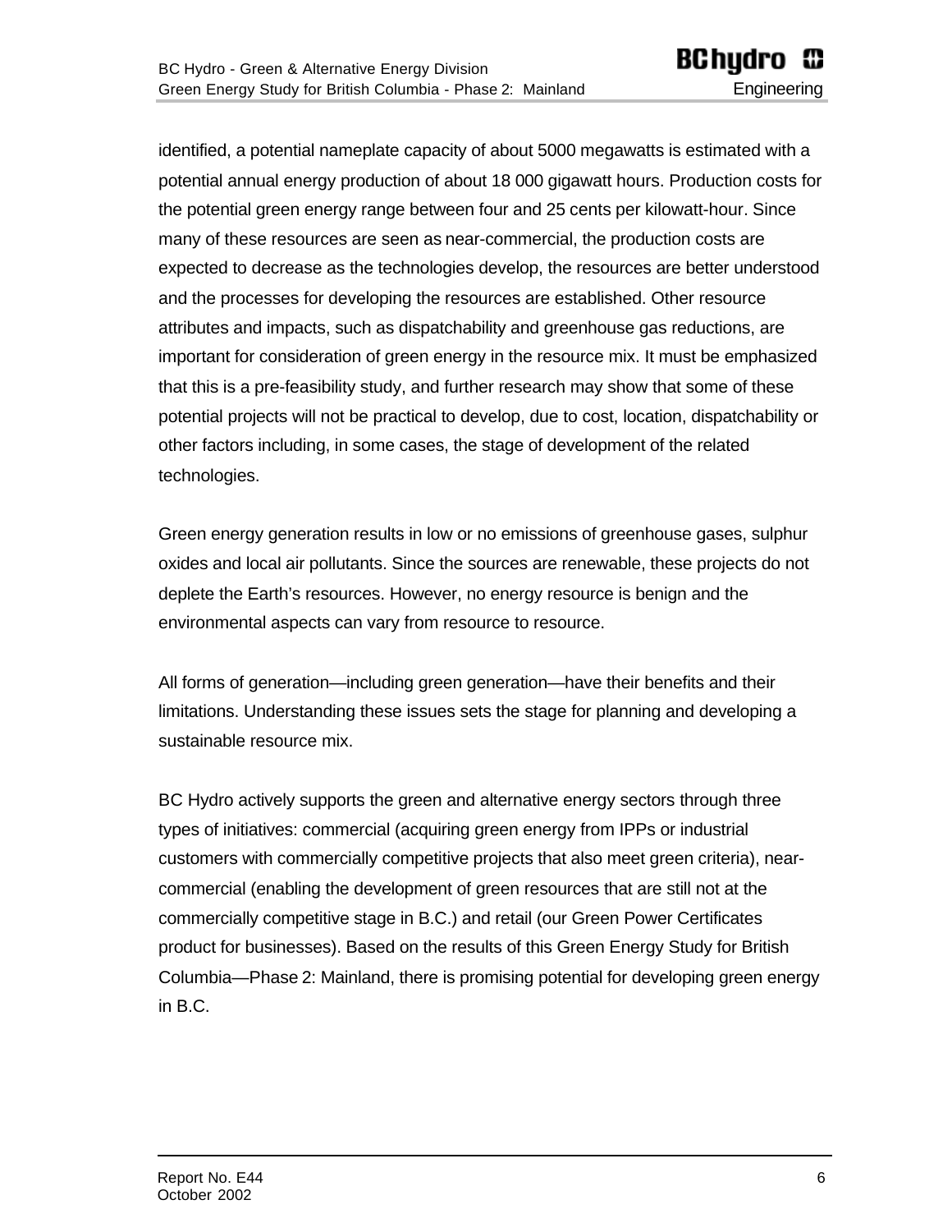identified, a potential nameplate capacity of about 5000 megawatts is estimated with a potential annual energy production of about 18 000 gigawatt hours. Production costs for the potential green energy range between four and 25 cents per kilowatt-hour. Since many of these resources are seen as near-commercial, the production costs are expected to decrease as the technologies develop, the resources are better understood and the processes for developing the resources are established. Other resource attributes and impacts, such as dispatchability and greenhouse gas reductions, are important for consideration of green energy in the resource mix. It must be emphasized that this is a pre-feasibility study, and further research may show that some of these potential projects will not be practical to develop, due to cost, location, dispatchability or other factors including, in some cases, the stage of development of the related technologies.

Green energy generation results in low or no emissions of greenhouse gases, sulphur oxides and local air pollutants. Since the sources are renewable, these projects do not deplete the Earth's resources. However, no energy resource is benign and the environmental aspects can vary from resource to resource.

All forms of generation—including green generation—have their benefits and their limitations. Understanding these issues sets the stage for planning and developing a sustainable resource mix.

BC Hydro actively supports the green and alternative energy sectors through three types of initiatives: commercial (acquiring green energy from IPPs or industrial customers with commercially competitive projects that also meet green criteria), near-commercial (enabling the development of green resources that are still not at the commercially competitive stage in B.C.) and retail (our Green Power Certificates product for businesses). Based on the results of this Green Energy Study for British Columbia—Phase 2: Mainland, there is promising potential for developing green energy in B.C.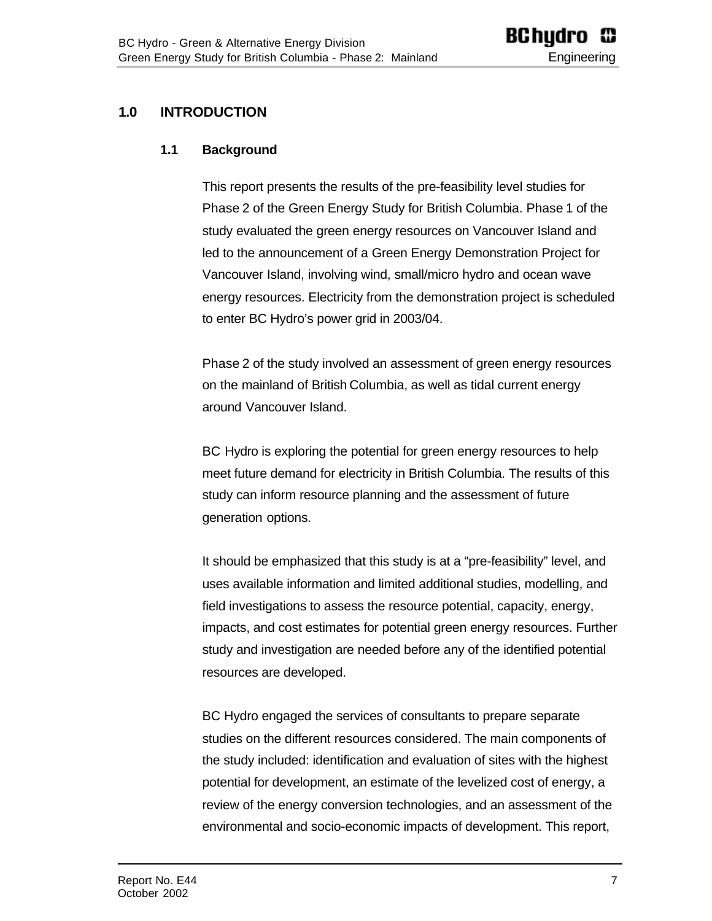# 1.0 INTRODUCTION

## 1.1 Background

This report presents the results of the pre-feasibility level studies for Phase 2 of the Green Energy Study for British Columbia. Phase 1 of the study evaluated the green energy resources on Vancouver Island and led to the announcement of a Green Energy Demonstration Project for Vancouver Island, involving wind, small/micro hydro and ocean wave energy resources. Electricity from the demonstration project is scheduled to enter BC Hydro's power grid in 2003/04.

Phase 2 of the study involved an assessment of green energy resources on the mainland of British Columbia, as well as tidal current energy around Vancouver Island.

BC Hydro is exploring the potential for green energy resources to help meet future demand for electricity in British Columbia. The results of this study can inform resource planning and the assessment of future generation options.

It should be emphasized that this study is at a "pre-feasibility" level, and uses available information and limited additional studies, modelling, and field investigations to assess the resource potential, capacity, energy, impacts, and cost estimates for potential green energy resources. Further study and investigation are needed before any of the identified potential resources are developed.

BC Hydro engaged the services of consultants to prepare separate studies on the different resources considered. The main components of the study included: identification and evaluation of sites with the highest potential for development, an estimate of the levelized cost of energy, a review of the energy conversion technologies, and an assessment of the environmental and socio-economic impacts of development. This report,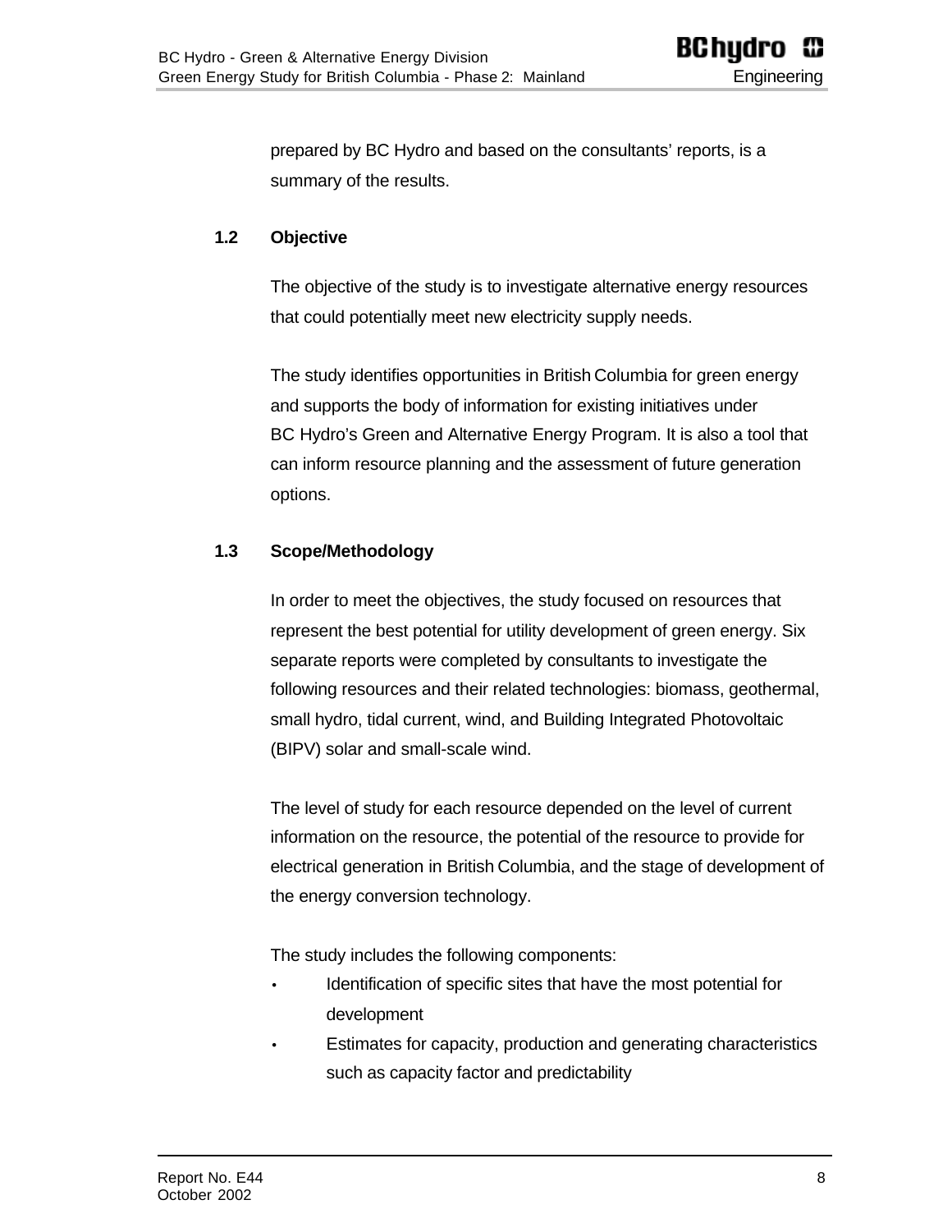prepared by BC Hydro and based on the consultants' reports, is a summary of the results.

## 1.2 Objective

The objective of the study is to investigate alternative energy resources that could potentially meet new electricity supply needs.

The study identifies opportunities in British Columbia for green energy and supports the body of information for existing initiatives under BC Hydro's Green and Alternative Energy Program. It is also a tool that can inform resource planning and the assessment of future generation options.

## 1.3 Scope/Methodology

In order to meet the objectives, the study focused on resources that represent the best potential for utility development of green energy. Six separate reports were completed by consultants to investigate the following resources and their related technologies: biomass, geothermal, small hydro, tidal current, wind, and Building Integrated Photovoltaic (BIPV) solar and small-scale wind.

The level of study for each resource depended on the level of current information on the resource, the potential of the resource to provide for electrical generation in British Columbia, and the stage of development of the energy conversion technology.

The study includes the following components:

- Identification of specific sites that have the most potential for development
- Estimates for capacity, production and generating characteristics such as capacity factor and predictability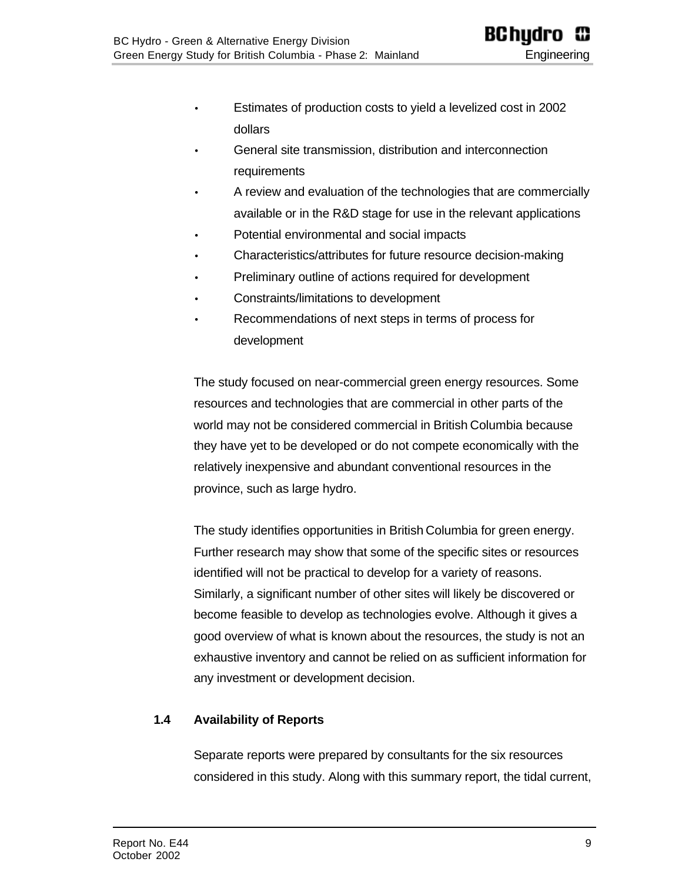- Estimates of production costs to yield a levelized cost in 2002 dollars
- General site transmission, distribution and interconnection requirements
- A review and evaluation of the technologies that are commercially available or in the R&D stage for use in the relevant applications
- Potential environmental and social impacts
- Characteristics/attributes for future resource decision-making
- Preliminary outline of actions required for development
- Constraints/limitations to development
- Recommendations of next steps in terms of process for development

The study focused on near-commercial green energy resources. Some resources and technologies that are commercial in other parts of the world may not be considered commercial in British Columbia because they have yet to be developed or do not compete economically with the relatively inexpensive and abundant conventional resources in the province, such as large hydro.

The study identifies opportunities in British Columbia for green energy. Further research may show that some of the specific sites or resources identified will not be practical to develop for a variety of reasons. Similarly, a significant number of other sites will likely be discovered or become feasible to develop as technologies evolve. Although it gives a good overview of what is known about the resources, the study is not an exhaustive inventory and cannot be relied on as sufficient information for any investment or development decision.

### 1.4 Availability of Reports

Separate reports were prepared by consultants for the six resources considered in this study. Along with this summary report, the tidal current,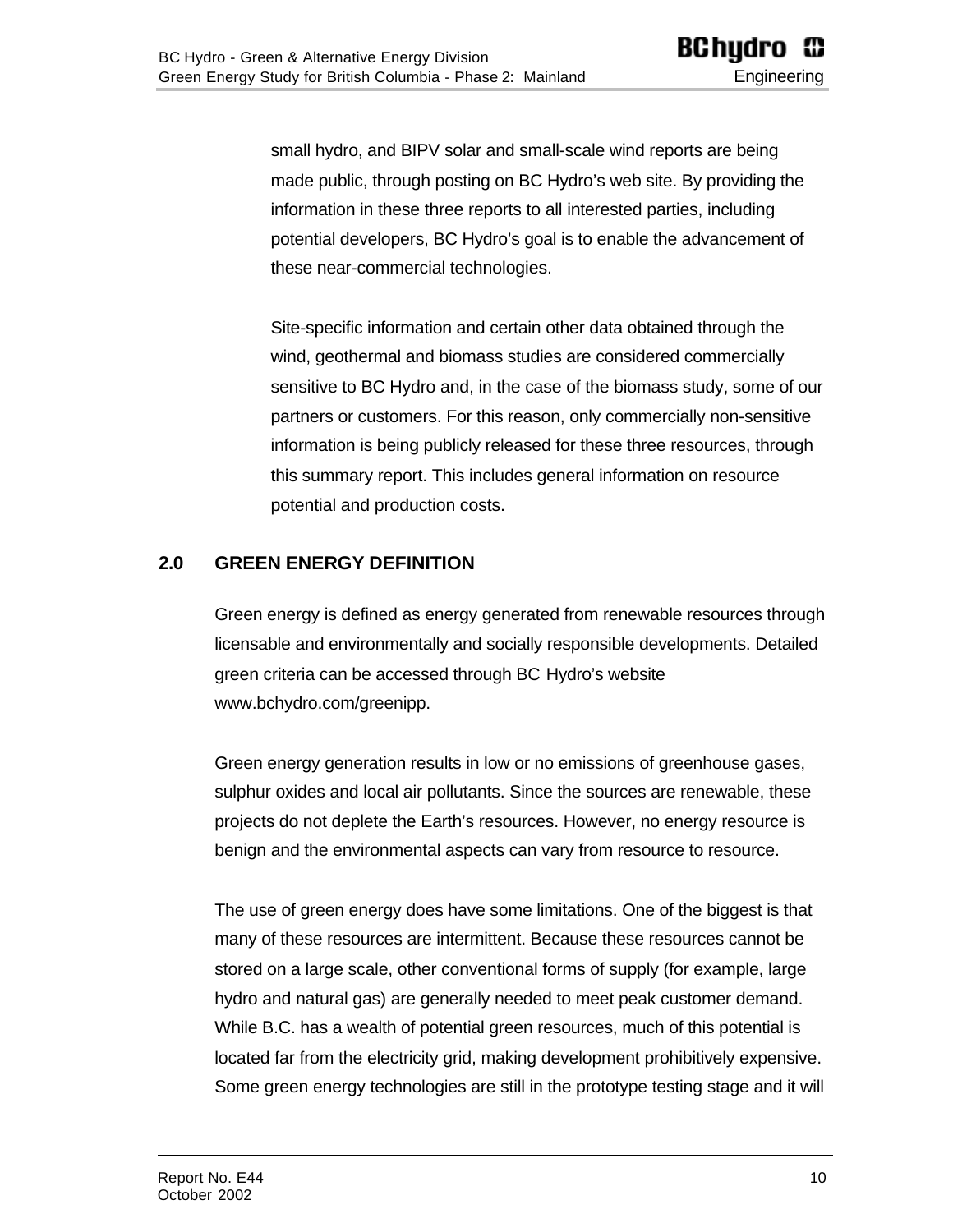small hydro, and BIPV solar and small-scale wind reports are being made public, through posting on BC Hydro's web site. By providing the information in these three reports to all interested parties, including potential developers, BC Hydro's goal is to enable the advancement of these near-commercial technologies.

Site-specific information and certain other data obtained through the wind, geothermal and biomass studies are considered commercially sensitive to BC Hydro and, in the case of the biomass study, some of our partners or customers. For this reason, only commercially non-sensitive information is being publicly released for these three resources, through this summary report. This includes general information on resource potential and production costs.

## 2.0 GREEN ENERGY DEFINITION

Green energy is defined as energy generated from renewable resources through licensable and environmentally and socially responsible developments. Detailed green criteria can be accessed through BC Hydro's website www.bchydro.com/greenipp.

Green energy generation results in low or no emissions of greenhouse gases, sulphur oxides and local air pollutants. Since the sources are renewable, these projects do not deplete the Earth's resources. However, no energy resource is benign and the environmental aspects can vary from resource to resource.

The use of green energy does have some limitations. One of the biggest is that many of these resources are intermittent. Because these resources cannot be stored on a large scale, other conventional forms of supply (for example, large hydro and natural gas) are generally needed to meet peak customer demand. While B.C. has a wealth of potential green resources, much of this potential is located far from the electricity grid, making development prohibitively expensive. Some green energy technologies are still in the prototype testing stage and it will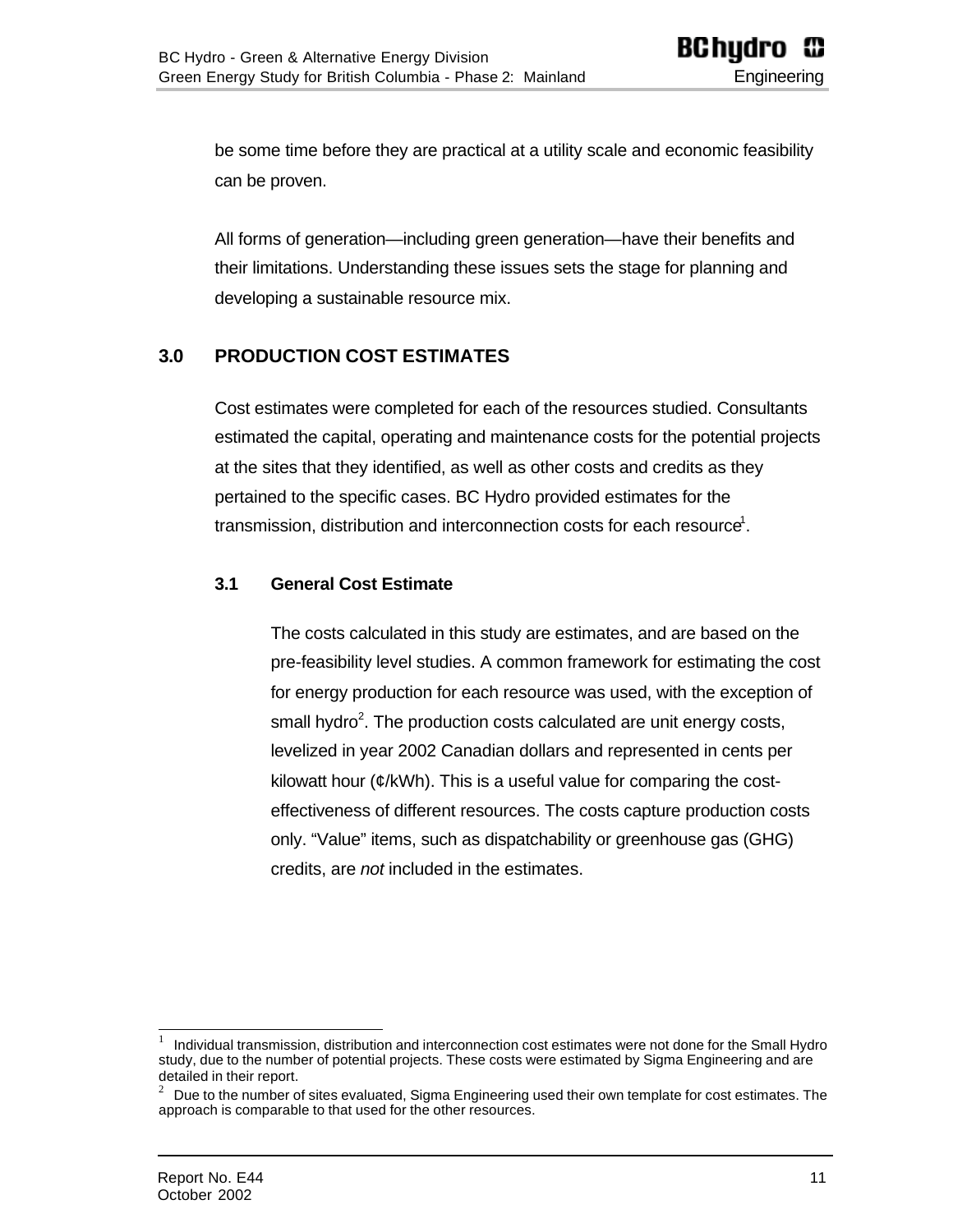be some time before they are practical at a utility scale and economic feasibility can be proven.

All forms of generation—including green generation—have their benefits and their limitations. Understanding these issues sets the stage for planning and developing a sustainable resource mix.

## 3.0 PRODUCTION COST ESTIMATES

Cost estimates were completed for each of the resources studied. Consultants estimated the capital, operating and maintenance costs for the potential projects at the sites that they identified, as well as other costs and credits as they pertained to the specific cases. BC Hydro provided estimates for the transmission, distribution and interconnection costs for each resource[1].

### 3.1 General Cost Estimate

The costs calculated in this study are estimates, and are based on the pre-feasibility level studies. A common framework for estimating the cost for energy production for each resource was used, with the exception of small hydro[2]. The production costs calculated are unit energy costs, levelized in year 2002 Canadian dollars and represented in cents per kilowatt hour (¢/kWh). This is a useful value for comparing the cost-effectiveness of different resources. The costs capture production costs only. "Value" items, such as dispatchability or greenhouse gas (GHG) credits, are *not* included in the estimates.

---

[1] Individual transmission, distribution and interconnection cost estimates were not done for the Small Hydro study, due to the number of potential projects. These costs were estimated by Sigma Engineering and are detailed in their report.

[2] Due to the number of sites evaluated, Sigma Engineering used their own template for cost estimates. The approach is comparable to that used for the other resources.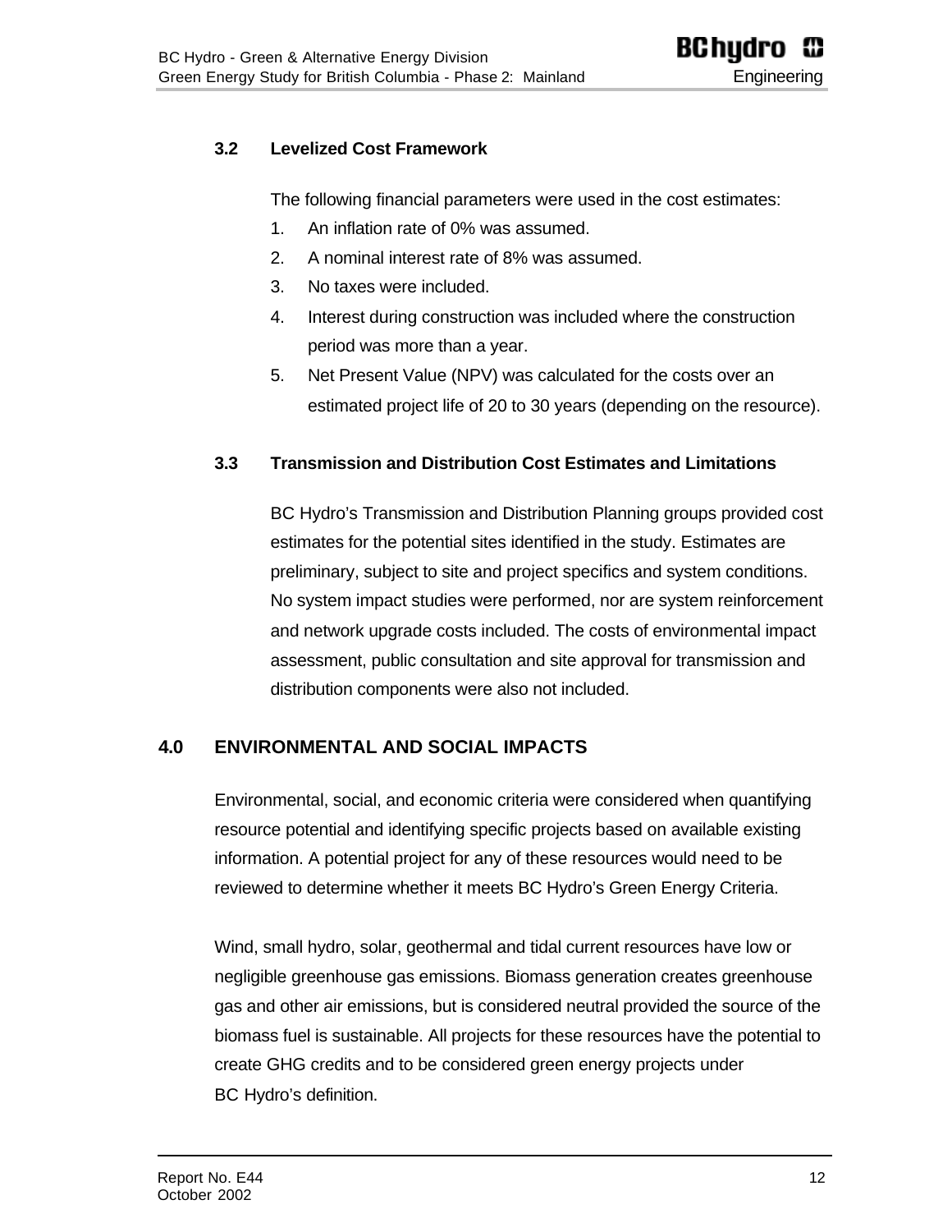### 3.2 Levelized Cost Framework

The following financial parameters were used in the cost estimates:

1. An inflation rate of 0% was assumed.
2. A nominal interest rate of 8% was assumed.
3. No taxes were included.
4. Interest during construction was included where the construction period was more than a year.
5. Net Present Value (NPV) was calculated for the costs over an estimated project life of 20 to 30 years (depending on the resource).

### 3.3 Transmission and Distribution Cost Estimates and Limitations

BC Hydro's Transmission and Distribution Planning groups provided cost estimates for the potential sites identified in the study. Estimates are preliminary, subject to site and project specifics and system conditions. No system impact studies were performed, nor are system reinforcement and network upgrade costs included. The costs of environmental impact assessment, public consultation and site approval for transmission and distribution components were also not included.

## 4.0 ENVIRONMENTAL AND SOCIAL IMPACTS

Environmental, social, and economic criteria were considered when quantifying resource potential and identifying specific projects based on available existing information. A potential project for any of these resources would need to be reviewed to determine whether it meets BC Hydro's Green Energy Criteria.

Wind, small hydro, solar, geothermal and tidal current resources have low or negligible greenhouse gas emissions. Biomass generation creates greenhouse gas and other air emissions, but is considered neutral provided the source of the biomass fuel is sustainable. All projects for these resources have the potential to create GHG credits and to be considered green energy projects under BC Hydro's definition.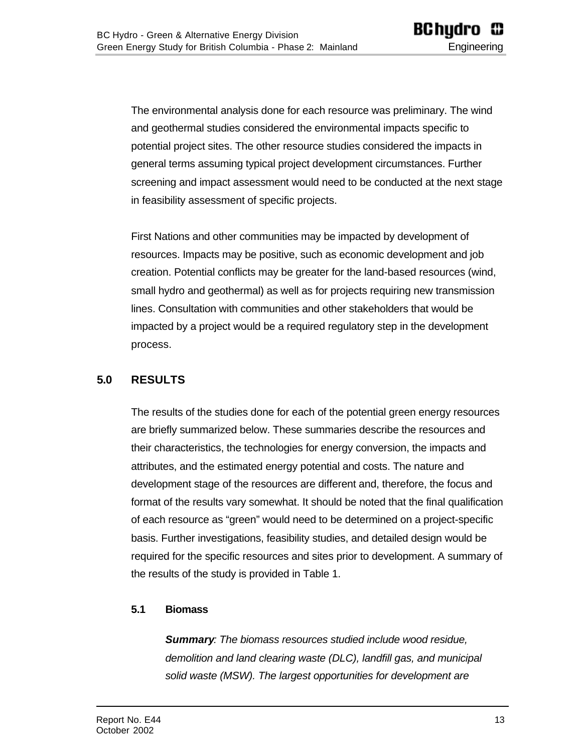The environmental analysis done for each resource was preliminary. The wind and geothermal studies considered the environmental impacts specific to potential project sites. The other resource studies considered the impacts in general terms assuming typical project development circumstances. Further screening and impact assessment would need to be conducted at the next stage in feasibility assessment of specific projects.

First Nations and other communities may be impacted by development of resources. Impacts may be positive, such as economic development and job creation. Potential conflicts may be greater for the land-based resources (wind, small hydro and geothermal) as well as for projects requiring new transmission lines. Consultation with communities and other stakeholders that would be impacted by a project would be a required regulatory step in the development process.

## 5.0 RESULTS

The results of the studies done for each of the potential green energy resources are briefly summarized below. These summaries describe the resources and their characteristics, the technologies for energy conversion, the impacts and attributes, and the estimated energy potential and costs. The nature and development stage of the resources are different and, therefore, the focus and format of the results vary somewhat. It should be noted that the final qualification of each resource as "green" would need to be determined on a project-specific basis. Further investigations, feasibility studies, and detailed design would be required for the specific resources and sites prior to development. A summary of the results of the study is provided in Table 1.

### 5.1 Biomass

***Summary**: The biomass resources studied include wood residue, demolition and land clearing waste (DLC), landfill gas, and municipal solid waste (MSW). The largest opportunities for development are*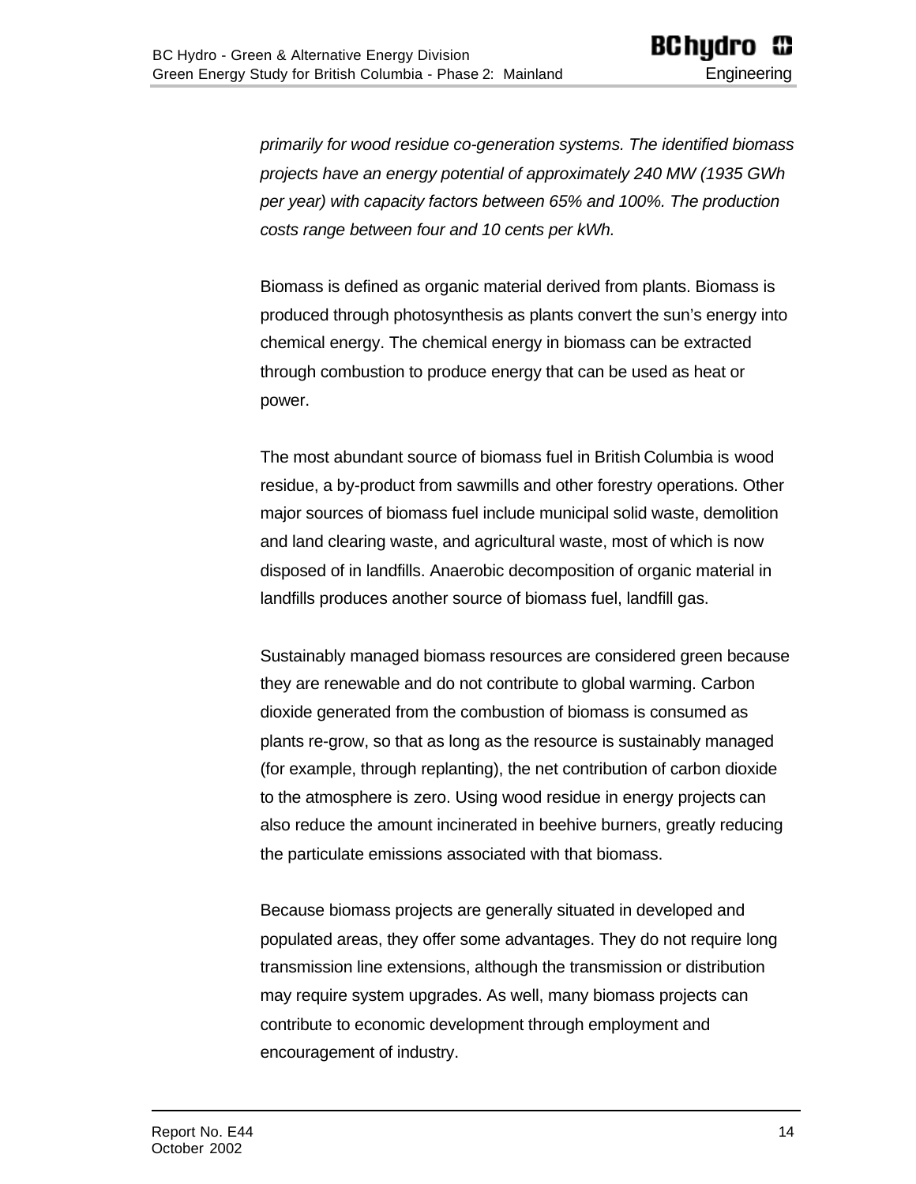*primarily for wood residue co-generation systems. The identified biomass projects have an energy potential of approximately 240 MW (1935 GWh per year) with capacity factors between 65% and 100%. The production costs range between four and 10 cents per kWh.*

Biomass is defined as organic material derived from plants. Biomass is produced through photosynthesis as plants convert the sun's energy into chemical energy. The chemical energy in biomass can be extracted through combustion to produce energy that can be used as heat or power.

The most abundant source of biomass fuel in British Columbia is wood residue, a by-product from sawmills and other forestry operations. Other major sources of biomass fuel include municipal solid waste, demolition and land clearing waste, and agricultural waste, most of which is now disposed of in landfills. Anaerobic decomposition of organic material in landfills produces another source of biomass fuel, landfill gas.

Sustainably managed biomass resources are considered green because they are renewable and do not contribute to global warming. Carbon dioxide generated from the combustion of biomass is consumed as plants re-grow, so that as long as the resource is sustainably managed (for example, through replanting), the net contribution of carbon dioxide to the atmosphere is zero. Using wood residue in energy projects can also reduce the amount incinerated in beehive burners, greatly reducing the particulate emissions associated with that biomass.

Because biomass projects are generally situated in developed and populated areas, they offer some advantages. They do not require long transmission line extensions, although the transmission or distribution may require system upgrades. As well, many biomass projects can contribute to economic development through employment and encouragement of industry.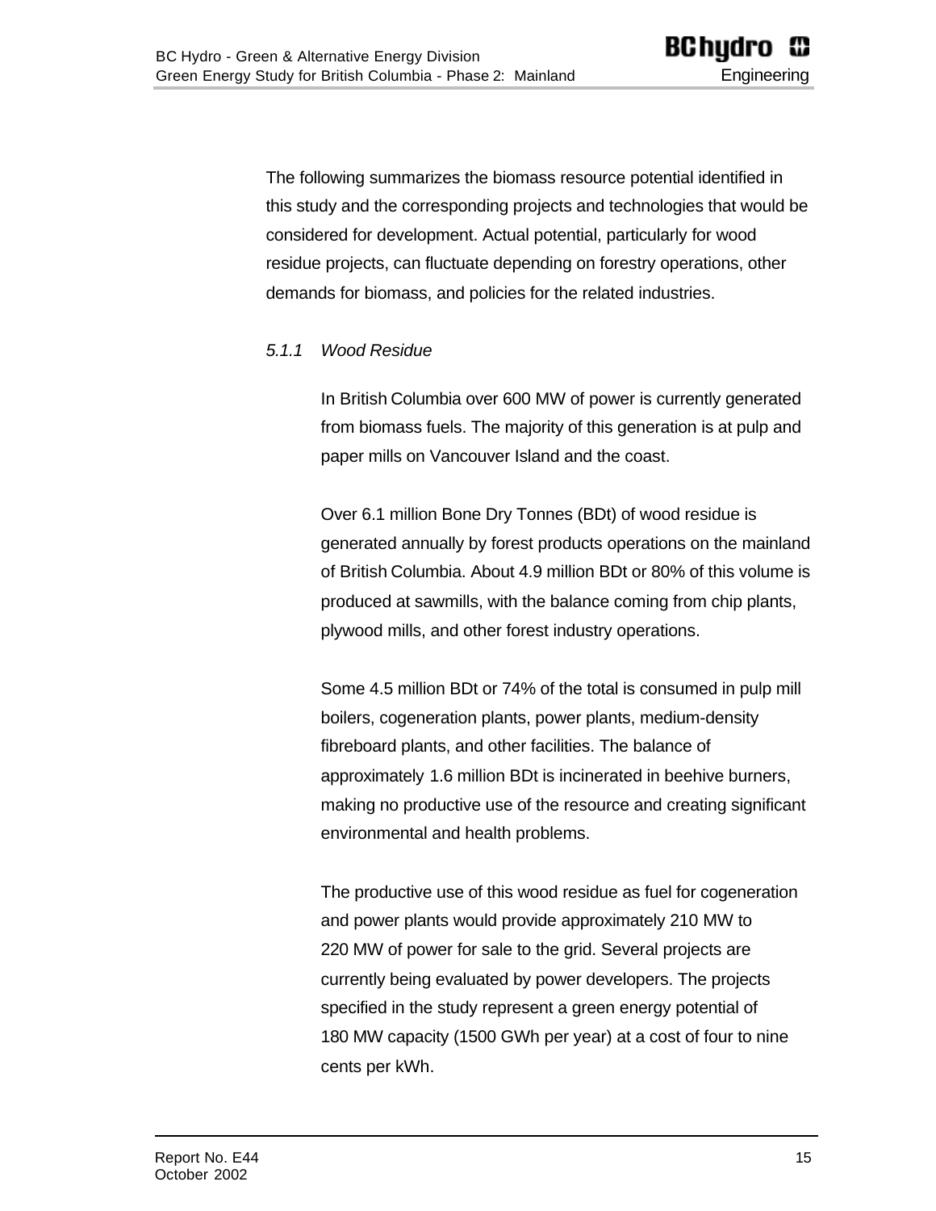The following summarizes the biomass resource potential identified in this study and the corresponding projects and technologies that would be considered for development. Actual potential, particularly for wood residue projects, can fluctuate depending on forestry operations, other demands for biomass, and policies for the related industries.

#### *5.1.1 Wood Residue*

In British Columbia over 600 MW of power is currently generated from biomass fuels. The majority of this generation is at pulp and paper mills on Vancouver Island and the coast.

Over 6.1 million Bone Dry Tonnes (BDt) of wood residue is generated annually by forest products operations on the mainland of British Columbia. About 4.9 million BDt or 80% of this volume is produced at sawmills, with the balance coming from chip plants, plywood mills, and other forest industry operations.

Some 4.5 million BDt or 74% of the total is consumed in pulp mill boilers, cogeneration plants, power plants, medium-density fibreboard plants, and other facilities. The balance of approximately 1.6 million BDt is incinerated in beehive burners, making no productive use of the resource and creating significant environmental and health problems.

The productive use of this wood residue as fuel for cogeneration and power plants would provide approximately 210 MW to 220 MW of power for sale to the grid. Several projects are currently being evaluated by power developers. The projects specified in the study represent a green energy potential of 180 MW capacity (1500 GWh per year) at a cost of four to nine cents per kWh.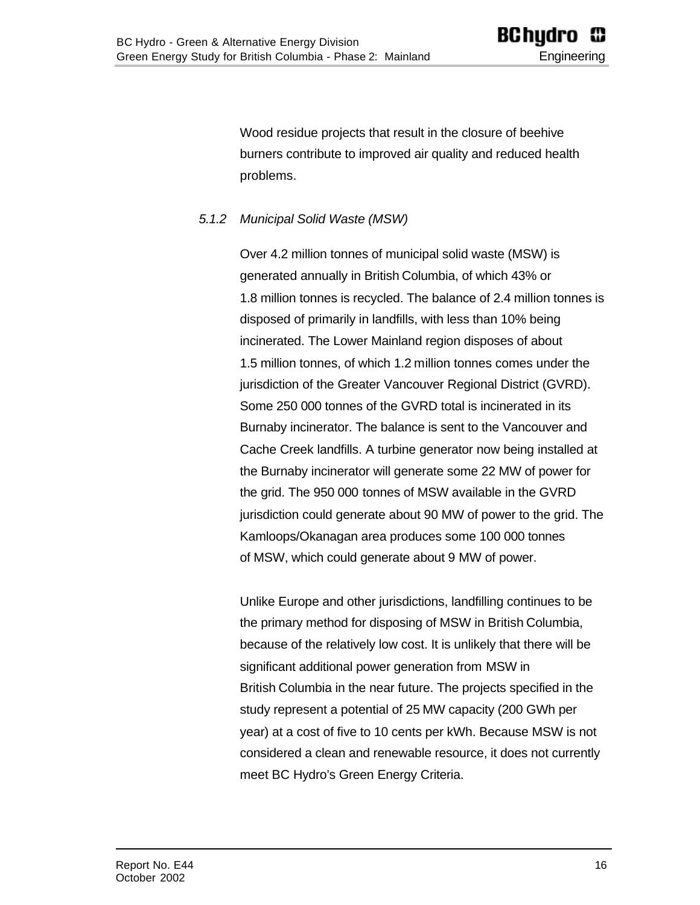Wood residue projects that result in the closure of beehive burners contribute to improved air quality and reduced health problems.

### *5.1.2 Municipal Solid Waste (MSW)*

Over 4.2 million tonnes of municipal solid waste (MSW) is generated annually in British Columbia, of which 43% or 1.8 million tonnes is recycled. The balance of 2.4 million tonnes is disposed of primarily in landfills, with less than 10% being incinerated. The Lower Mainland region disposes of about 1.5 million tonnes, of which 1.2 million tonnes comes under the jurisdiction of the Greater Vancouver Regional District (GVRD). Some 250 000 tonnes of the GVRD total is incinerated in its Burnaby incinerator. The balance is sent to the Vancouver and Cache Creek landfills. A turbine generator now being installed at the Burnaby incinerator will generate some 22 MW of power for the grid. The 950 000 tonnes of MSW available in the GVRD jurisdiction could generate about 90 MW of power to the grid. The Kamloops/Okanagan area produces some 100 000 tonnes of MSW, which could generate about 9 MW of power.

Unlike Europe and other jurisdictions, landfilling continues to be the primary method for disposing of MSW in British Columbia, because of the relatively low cost. It is unlikely that there will be significant additional power generation from MSW in British Columbia in the near future. The projects specified in the study represent a potential of 25 MW capacity (200 GWh per year) at a cost of five to 10 cents per kWh. Because MSW is not considered a clean and renewable resource, it does not currently meet BC Hydro's Green Energy Criteria.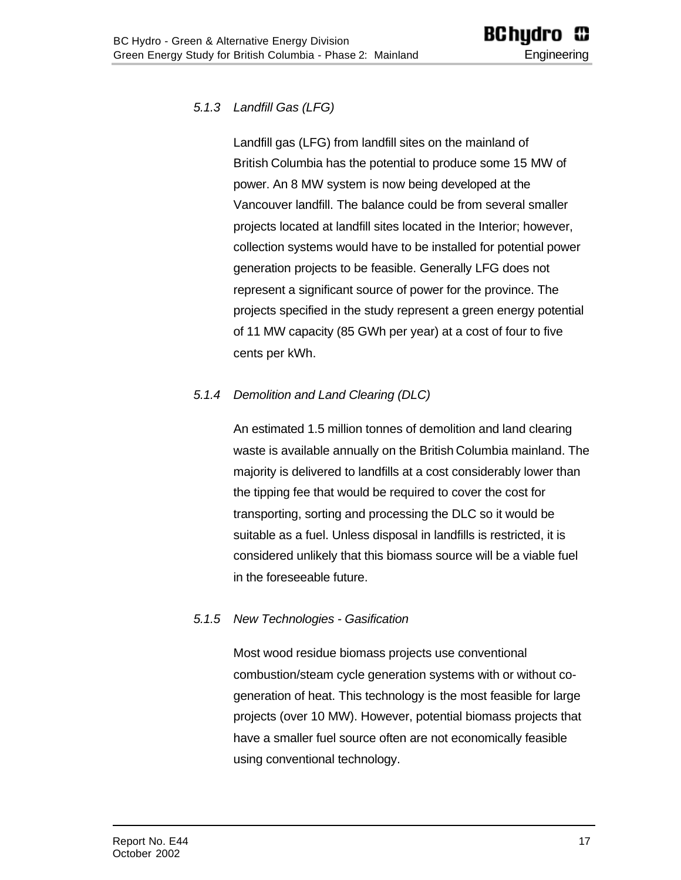#### *5.1.3 Landfill Gas (LFG)*

Landfill gas (LFG) from landfill sites on the mainland of British Columbia has the potential to produce some 15 MW of power. An 8 MW system is now being developed at the Vancouver landfill. The balance could be from several smaller projects located at landfill sites located in the Interior; however, collection systems would have to be installed for potential power generation projects to be feasible. Generally LFG does not represent a significant source of power for the province. The projects specified in the study represent a green energy potential of 11 MW capacity (85 GWh per year) at a cost of four to five cents per kWh.

#### *5.1.4 Demolition and Land Clearing (DLC)*

An estimated 1.5 million tonnes of demolition and land clearing waste is available annually on the British Columbia mainland. The majority is delivered to landfills at a cost considerably lower than the tipping fee that would be required to cover the cost for transporting, sorting and processing the DLC so it would be suitable as a fuel. Unless disposal in landfills is restricted, it is considered unlikely that this biomass source will be a viable fuel in the foreseeable future.

#### *5.1.5 New Technologies - Gasification*

Most wood residue biomass projects use conventional combustion/steam cycle generation systems with or without co-generation of heat. This technology is the most feasible for large projects (over 10 MW). However, potential biomass projects that have a smaller fuel source often are not economically feasible using conventional technology.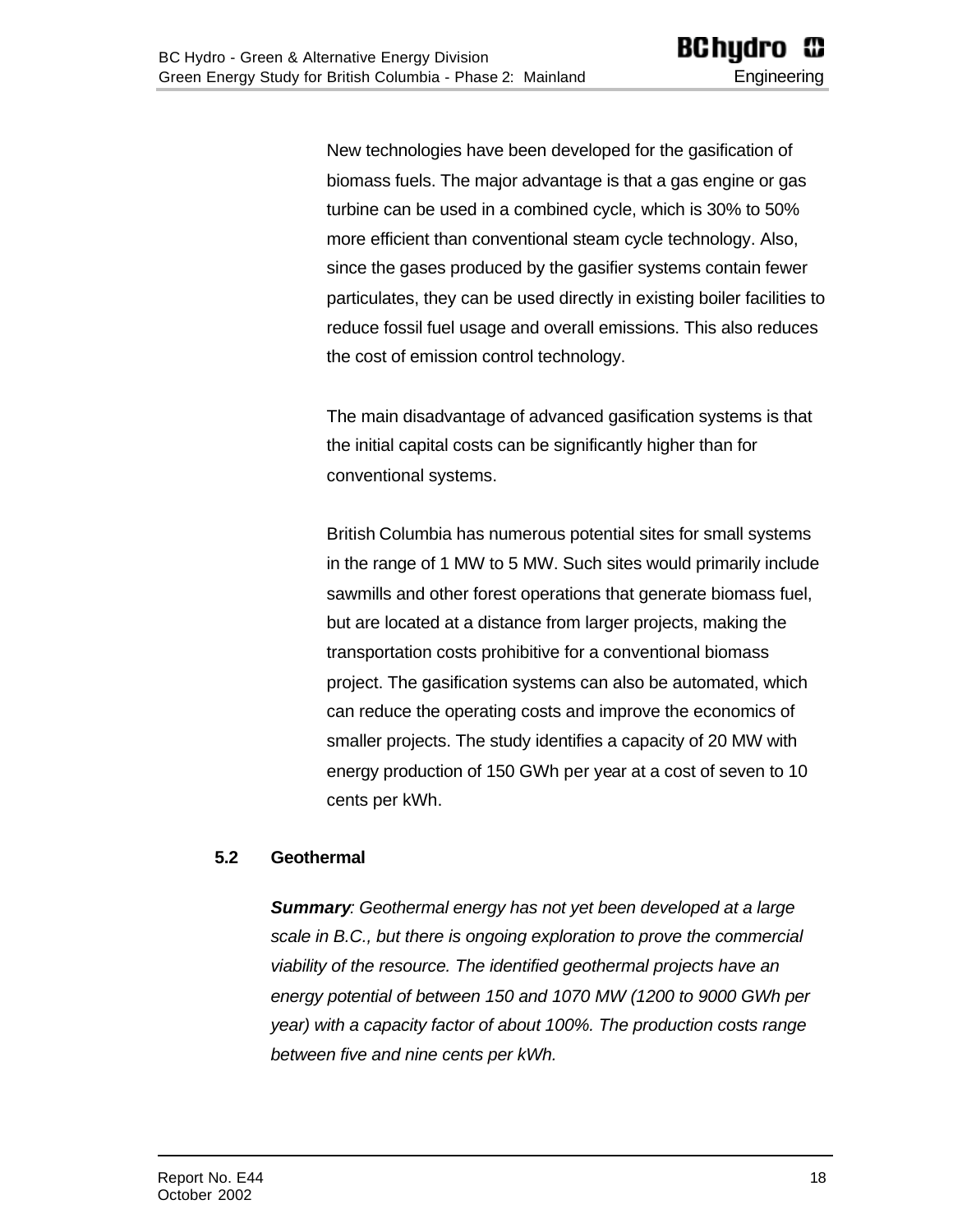New technologies have been developed for the gasification of biomass fuels. The major advantage is that a gas engine or gas turbine can be used in a combined cycle, which is 30% to 50% more efficient than conventional steam cycle technology. Also, since the gases produced by the gasifier systems contain fewer particulates, they can be used directly in existing boiler facilities to reduce fossil fuel usage and overall emissions. This also reduces the cost of emission control technology.

The main disadvantage of advanced gasification systems is that the initial capital costs can be significantly higher than for conventional systems.

British Columbia has numerous potential sites for small systems in the range of 1 MW to 5 MW. Such sites would primarily include sawmills and other forest operations that generate biomass fuel, but are located at a distance from larger projects, making the transportation costs prohibitive for a conventional biomass project. The gasification systems can also be automated, which can reduce the operating costs and improve the economics of smaller projects. The study identifies a capacity of 20 MW with energy production of 150 GWh per year at a cost of seven to 10 cents per kWh.

## 5.2 Geothermal

***Summary****: Geothermal energy has not yet been developed at a large scale in B.C., but there is ongoing exploration to prove the commercial viability of the resource. The identified geothermal projects have an energy potential of between 150 and 1070 MW (1200 to 9000 GWh per year) with a capacity factor of about 100%. The production costs range between five and nine cents per kWh.*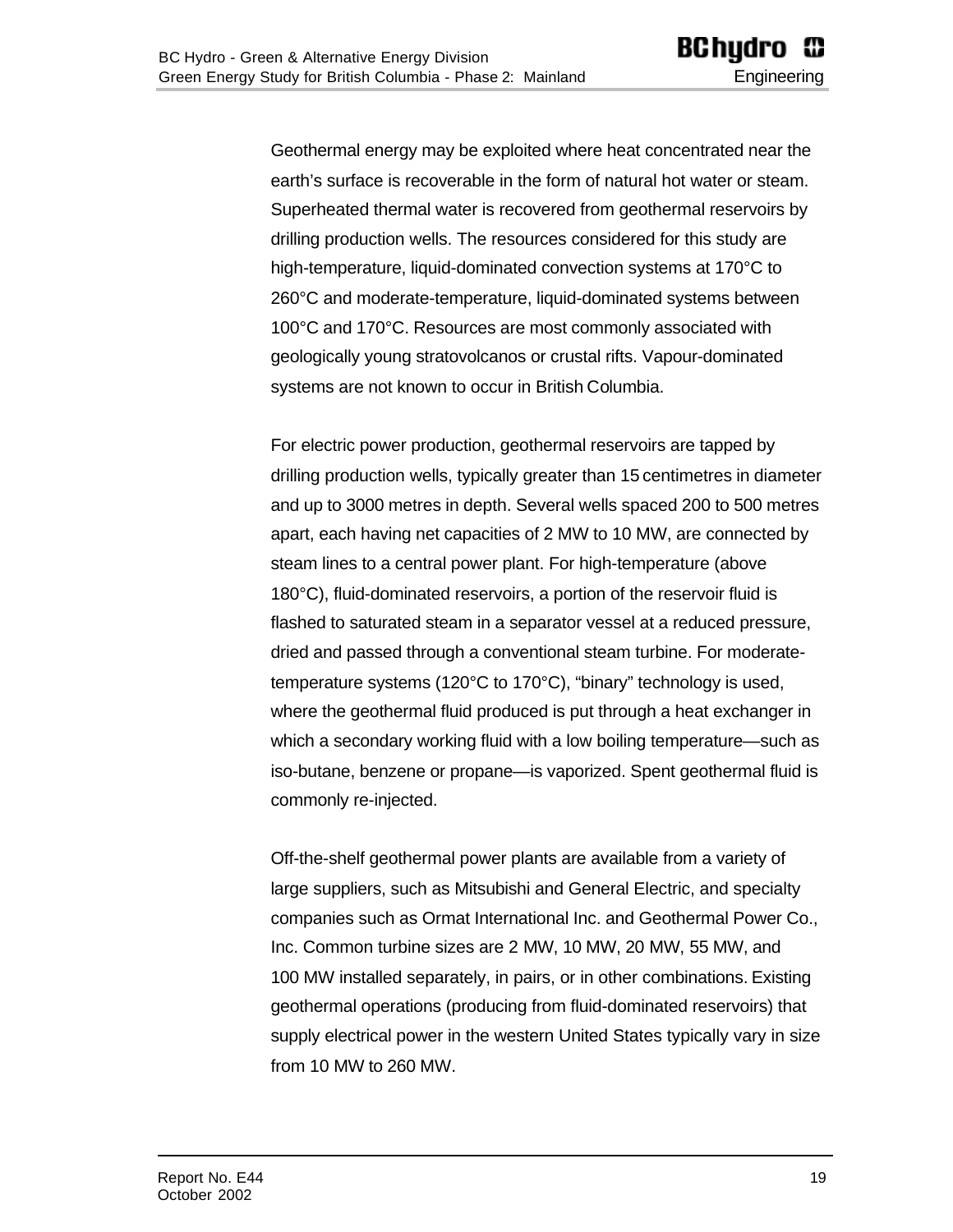Geothermal energy may be exploited where heat concentrated near the earth's surface is recoverable in the form of natural hot water or steam. Superheated thermal water is recovered from geothermal reservoirs by drilling production wells. The resources considered for this study are high-temperature, liquid-dominated convection systems at 170°C to 260°C and moderate-temperature, liquid-dominated systems between 100°C and 170°C. Resources are most commonly associated with geologically young stratovolcanos or crustal rifts. Vapour-dominated systems are not known to occur in British Columbia.

For electric power production, geothermal reservoirs are tapped by drilling production wells, typically greater than 15 centimetres in diameter and up to 3000 metres in depth. Several wells spaced 200 to 500 metres apart, each having net capacities of 2 MW to 10 MW, are connected by steam lines to a central power plant. For high-temperature (above 180°C), fluid-dominated reservoirs, a portion of the reservoir fluid is flashed to saturated steam in a separator vessel at a reduced pressure, dried and passed through a conventional steam turbine. For moderate-temperature systems (120°C to 170°C), "binary" technology is used, where the geothermal fluid produced is put through a heat exchanger in which a secondary working fluid with a low boiling temperature—such as iso-butane, benzene or propane—is vaporized. Spent geothermal fluid is commonly re-injected.

Off-the-shelf geothermal power plants are available from a variety of large suppliers, such as Mitsubishi and General Electric, and specialty companies such as Ormat International Inc. and Geothermal Power Co., Inc. Common turbine sizes are 2 MW, 10 MW, 20 MW, 55 MW, and 100 MW installed separately, in pairs, or in other combinations. Existing geothermal operations (producing from fluid-dominated reservoirs) that supply electrical power in the western United States typically vary in size from 10 MW to 260 MW.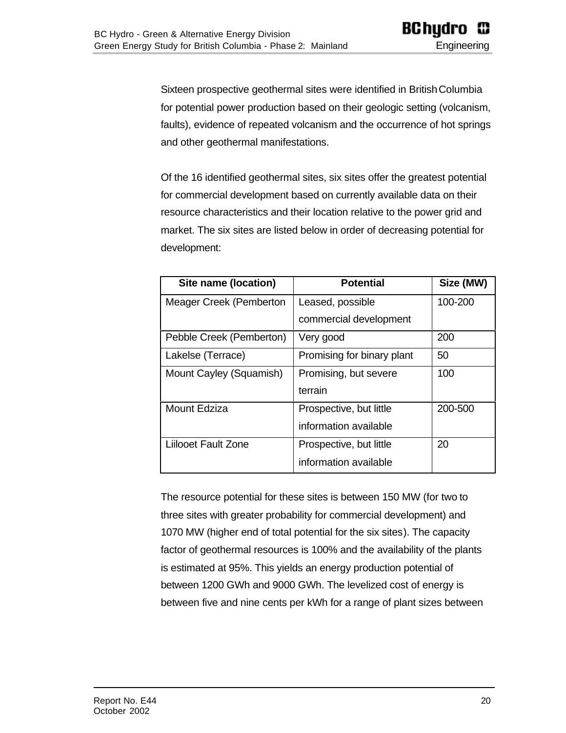Sixteen prospective geothermal sites were identified in British Columbia for potential power production based on their geologic setting (volcanism, faults), evidence of repeated volcanism and the occurrence of hot springs and other geothermal manifestations.

Of the 16 identified geothermal sites, six sites offer the greatest potential for commercial development based on currently available data on their resource characteristics and their location relative to the power grid and market. The six sites are listed below in order of decreasing potential for development:

| Site name (location) | Potential | Size (MW) |
| --- | --- | --- |
| Meager Creek (Pemberton | Leased, possible commercial development | 100-200 |
| Pebble Creek (Pemberton) | Very good | 200 |
| Lakelse (Terrace) | Promising for binary plant | 50 |
| Mount Cayley (Squamish) | Promising, but severe terrain | 100 |
| Mount Edziza | Prospective, but little information available | 200-500 |
| Liilooet Fault Zone | Prospective, but little information available | 20 |

The resource potential for these sites is between 150 MW (for two to three sites with greater probability for commercial development) and 1070 MW (higher end of total potential for the six sites). The capacity factor of geothermal resources is 100% and the availability of the plants is estimated at 95%. This yields an energy production potential of between 1200 GWh and 9000 GWh. The levelized cost of energy is between five and nine cents per kWh for a range of plant sizes between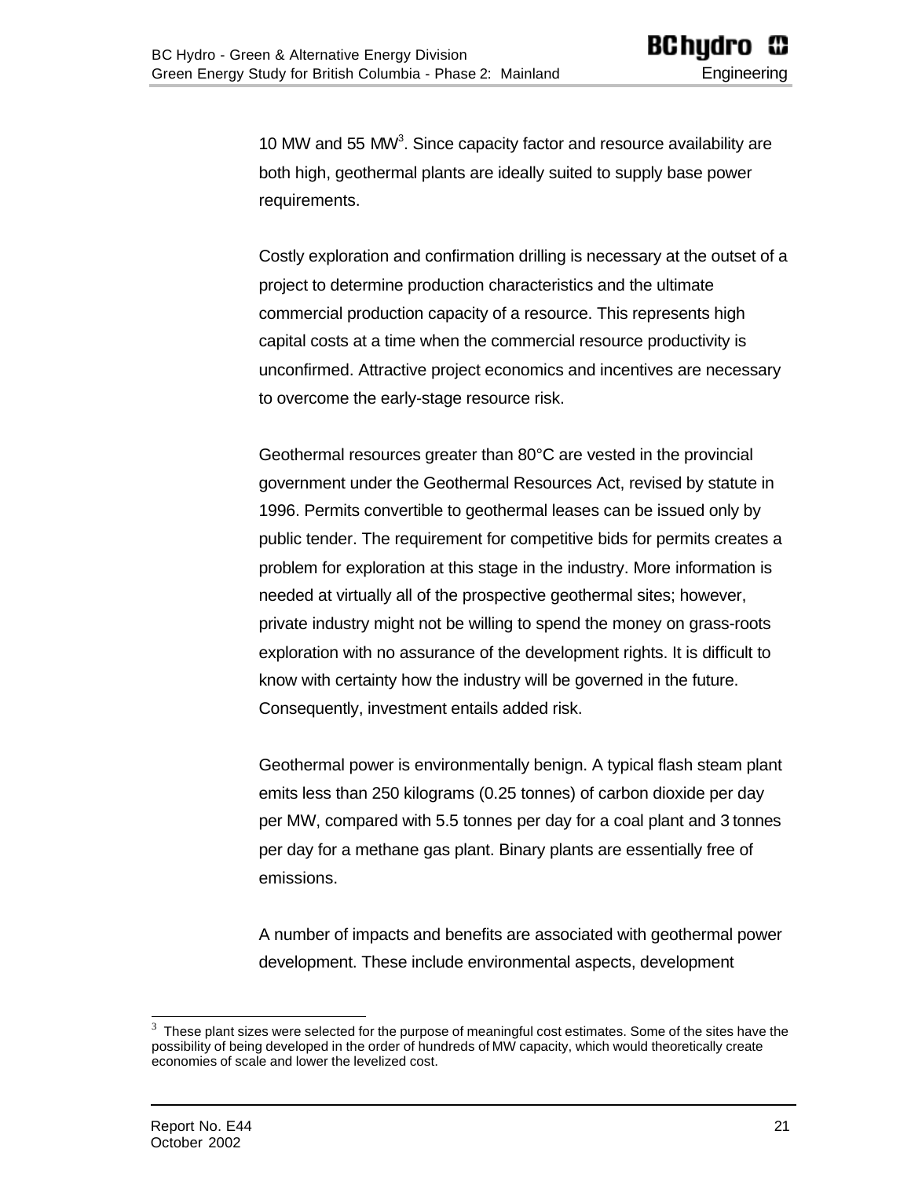10 MW and 55 MW[3]. Since capacity factor and resource availability are both high, geothermal plants are ideally suited to supply base power requirements.

Costly exploration and confirmation drilling is necessary at the outset of a project to determine production characteristics and the ultimate commercial production capacity of a resource. This represents high capital costs at a time when the commercial resource productivity is unconfirmed. Attractive project economics and incentives are necessary to overcome the early-stage resource risk.

Geothermal resources greater than 80°C are vested in the provincial government under the Geothermal Resources Act, revised by statute in 1996. Permits convertible to geothermal leases can be issued only by public tender. The requirement for competitive bids for permits creates a problem for exploration at this stage in the industry. More information is needed at virtually all of the prospective geothermal sites; however, private industry might not be willing to spend the money on grass-roots exploration with no assurance of the development rights. It is difficult to know with certainty how the industry will be governed in the future. Consequently, investment entails added risk.

Geothermal power is environmentally benign. A typical flash steam plant emits less than 250 kilograms (0.25 tonnes) of carbon dioxide per day per MW, compared with 5.5 tonnes per day for a coal plant and 3 tonnes per day for a methane gas plant. Binary plants are essentially free of emissions.

A number of impacts and benefits are associated with geothermal power development. These include environmental aspects, development

[3] These plant sizes were selected for the purpose of meaningful cost estimates. Some of the sites have the possibility of being developed in the order of hundreds of MW capacity, which would theoretically create economies of scale and lower the levelized cost.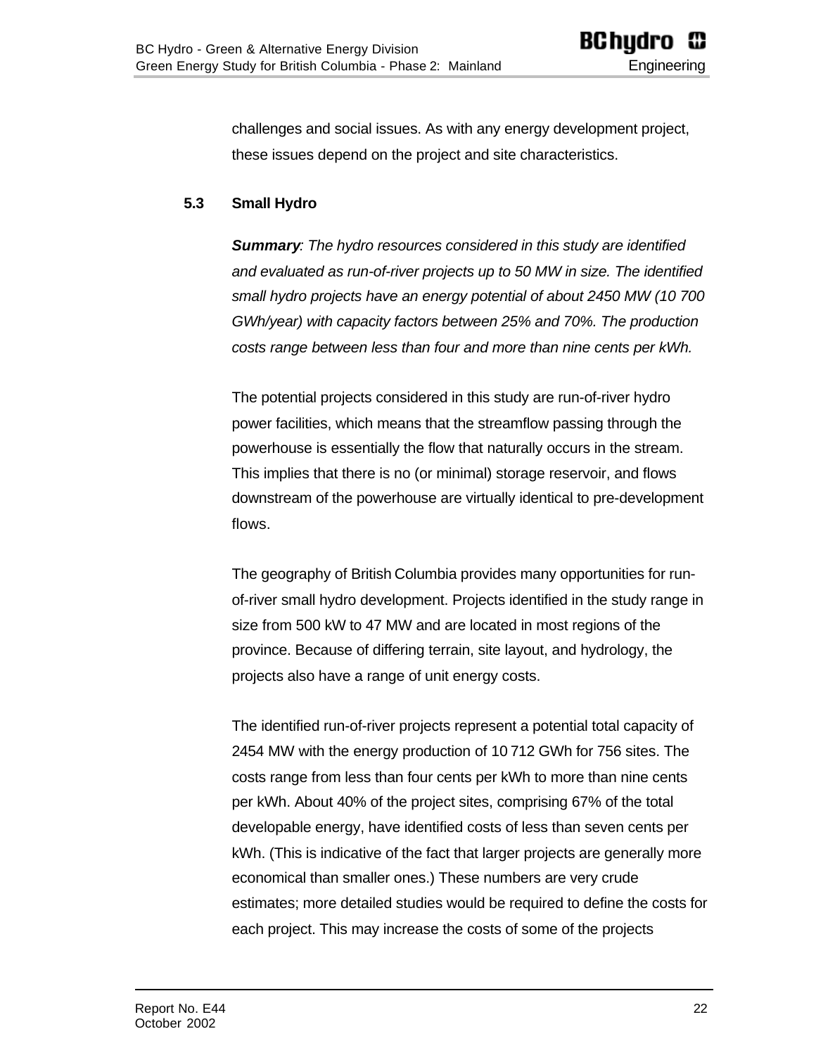challenges and social issues. As with any energy development project, these issues depend on the project and site characteristics.

### 5.3 Small Hydro

***Summary**: The hydro resources considered in this study are identified and evaluated as run-of-river projects up to 50 MW in size. The identified small hydro projects have an energy potential of about 2450 MW (10 700 GWh/year) with capacity factors between 25% and 70%. The production costs range between less than four and more than nine cents per kWh.*

The potential projects considered in this study are run-of-river hydro power facilities, which means that the streamflow passing through the powerhouse is essentially the flow that naturally occurs in the stream. This implies that there is no (or minimal) storage reservoir, and flows downstream of the powerhouse are virtually identical to pre-development flows.

The geography of British Columbia provides many opportunities for run-of-river small hydro development. Projects identified in the study range in size from 500 kW to 47 MW and are located in most regions of the province. Because of differing terrain, site layout, and hydrology, the projects also have a range of unit energy costs.

The identified run-of-river projects represent a potential total capacity of 2454 MW with the energy production of 10 712 GWh for 756 sites. The costs range from less than four cents per kWh to more than nine cents per kWh. About 40% of the project sites, comprising 67% of the total developable energy, have identified costs of less than seven cents per kWh. (This is indicative of the fact that larger projects are generally more economical than smaller ones.) These numbers are very crude estimates; more detailed studies would be required to define the costs for each project. This may increase the costs of some of the projects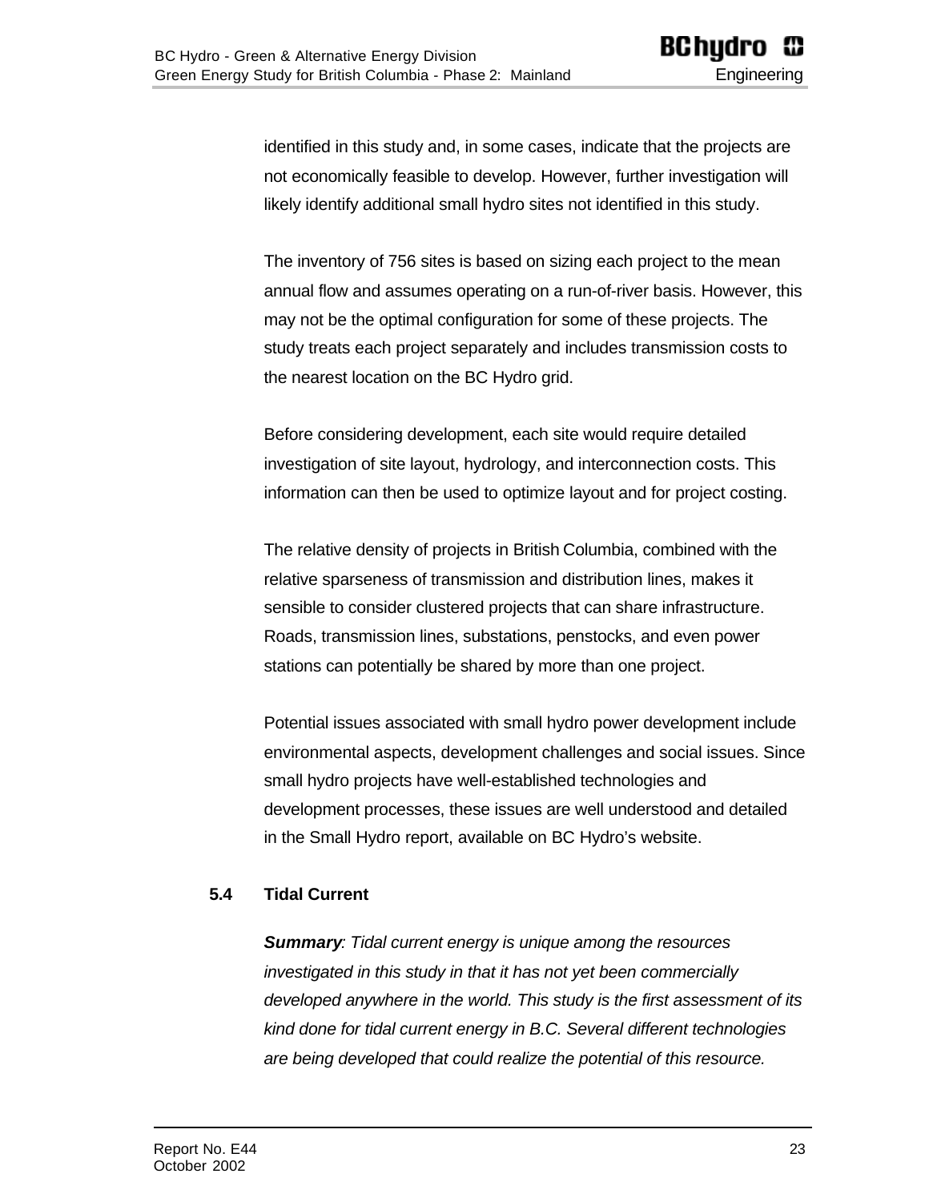identified in this study and, in some cases, indicate that the projects are not economically feasible to develop. However, further investigation will likely identify additional small hydro sites not identified in this study.

The inventory of 756 sites is based on sizing each project to the mean annual flow and assumes operating on a run-of-river basis. However, this may not be the optimal configuration for some of these projects. The study treats each project separately and includes transmission costs to the nearest location on the BC Hydro grid.

Before considering development, each site would require detailed investigation of site layout, hydrology, and interconnection costs. This information can then be used to optimize layout and for project costing.

The relative density of projects in British Columbia, combined with the relative sparseness of transmission and distribution lines, makes it sensible to consider clustered projects that can share infrastructure. Roads, transmission lines, substations, penstocks, and even power stations can potentially be shared by more than one project.

Potential issues associated with small hydro power development include environmental aspects, development challenges and social issues. Since small hydro projects have well-established technologies and development processes, these issues are well understood and detailed in the Small Hydro report, available on BC Hydro's website.

### 5.4 Tidal Current

***Summary**: Tidal current energy is unique among the resources investigated in this study in that it has not yet been commercially developed anywhere in the world. This study is the first assessment of its kind done for tidal current energy in B.C. Several different technologies are being developed that could realize the potential of this resource.*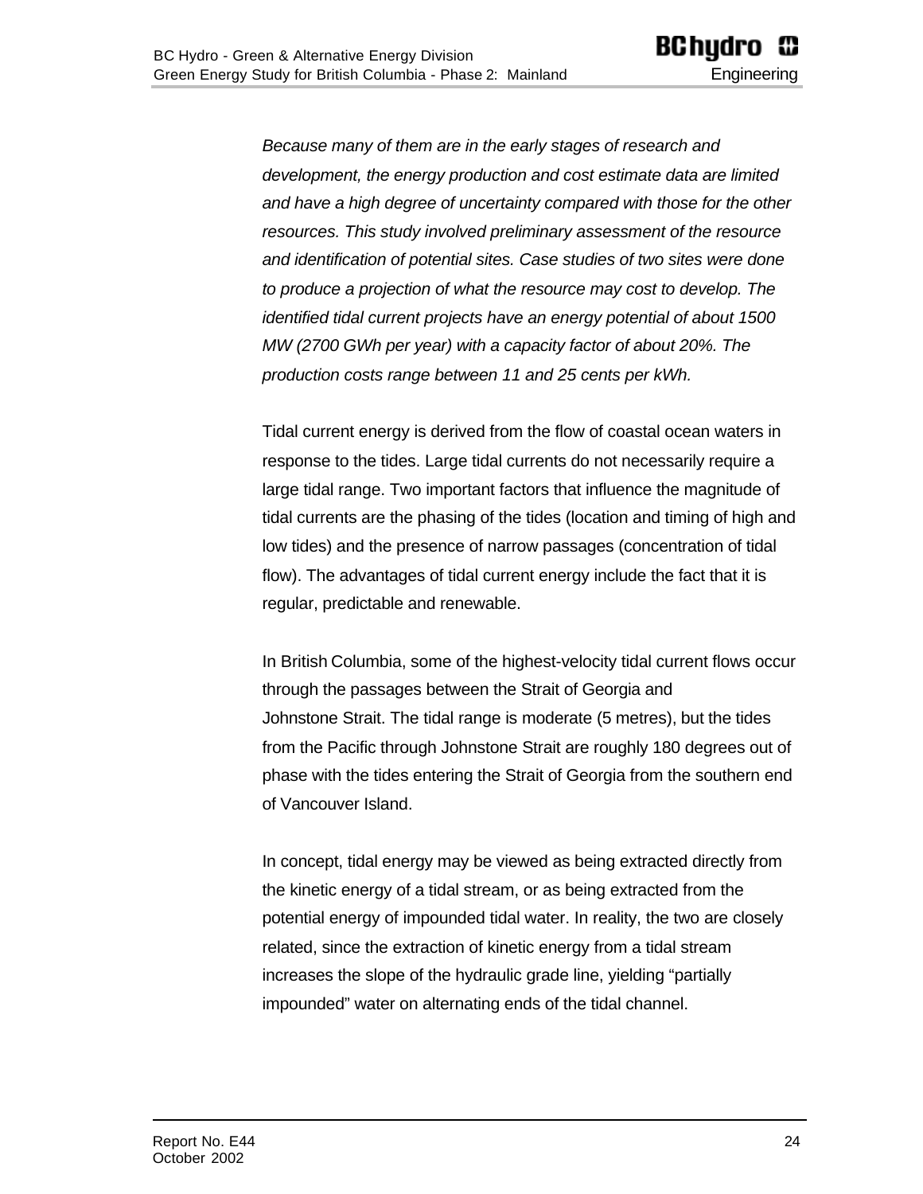*Because many of them are in the early stages of research and development, the energy production and cost estimate data are limited and have a high degree of uncertainty compared with those for the other resources. This study involved preliminary assessment of the resource and identification of potential sites. Case studies of two sites were done to produce a projection of what the resource may cost to develop. The identified tidal current projects have an energy potential of about 1500 MW (2700 GWh per year) with a capacity factor of about 20%. The production costs range between 11 and 25 cents per kWh.*

Tidal current energy is derived from the flow of coastal ocean waters in response to the tides. Large tidal currents do not necessarily require a large tidal range. Two important factors that influence the magnitude of tidal currents are the phasing of the tides (location and timing of high and low tides) and the presence of narrow passages (concentration of tidal flow). The advantages of tidal current energy include the fact that it is regular, predictable and renewable.

In British Columbia, some of the highest-velocity tidal current flows occur through the passages between the Strait of Georgia and Johnstone Strait. The tidal range is moderate (5 metres), but the tides from the Pacific through Johnstone Strait are roughly 180 degrees out of phase with the tides entering the Strait of Georgia from the southern end of Vancouver Island.

In concept, tidal energy may be viewed as being extracted directly from the kinetic energy of a tidal stream, or as being extracted from the potential energy of impounded tidal water. In reality, the two are closely related, since the extraction of kinetic energy from a tidal stream increases the slope of the hydraulic grade line, yielding "partially impounded" water on alternating ends of the tidal channel.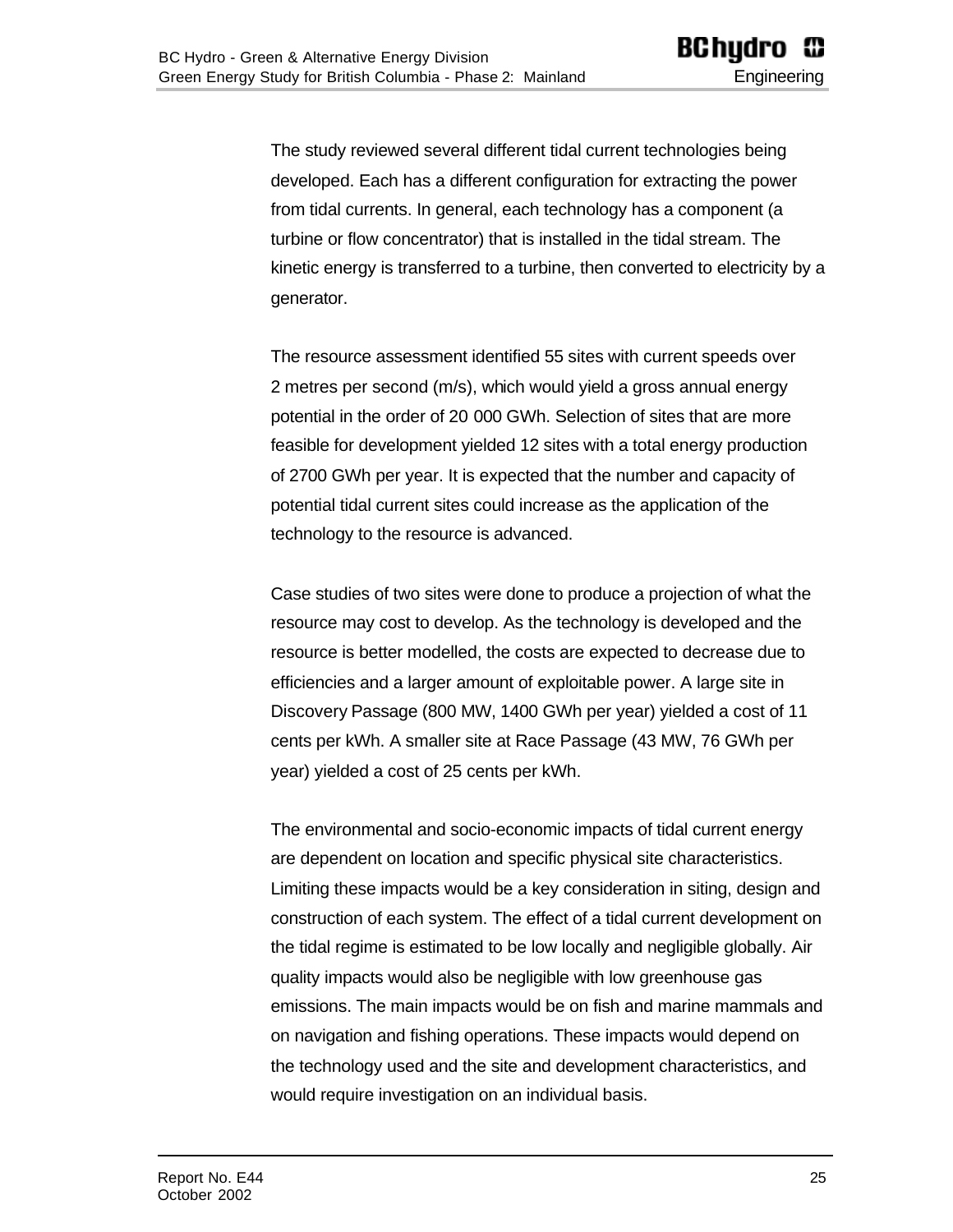The study reviewed several different tidal current technologies being developed. Each has a different configuration for extracting the power from tidal currents. In general, each technology has a component (a turbine or flow concentrator) that is installed in the tidal stream. The kinetic energy is transferred to a turbine, then converted to electricity by a generator.

The resource assessment identified 55 sites with current speeds over 2 metres per second (m/s), which would yield a gross annual energy potential in the order of 20 000 GWh. Selection of sites that are more feasible for development yielded 12 sites with a total energy production of 2700 GWh per year. It is expected that the number and capacity of potential tidal current sites could increase as the application of the technology to the resource is advanced.

Case studies of two sites were done to produce a projection of what the resource may cost to develop. As the technology is developed and the resource is better modelled, the costs are expected to decrease due to efficiencies and a larger amount of exploitable power. A large site in Discovery Passage (800 MW, 1400 GWh per year) yielded a cost of 11 cents per kWh. A smaller site at Race Passage (43 MW, 76 GWh per year) yielded a cost of 25 cents per kWh.

The environmental and socio-economic impacts of tidal current energy are dependent on location and specific physical site characteristics. Limiting these impacts would be a key consideration in siting, design and construction of each system. The effect of a tidal current development on the tidal regime is estimated to be low locally and negligible globally. Air quality impacts would also be negligible with low greenhouse gas emissions. The main impacts would be on fish and marine mammals and on navigation and fishing operations. These impacts would depend on the technology used and the site and development characteristics, and would require investigation on an individual basis.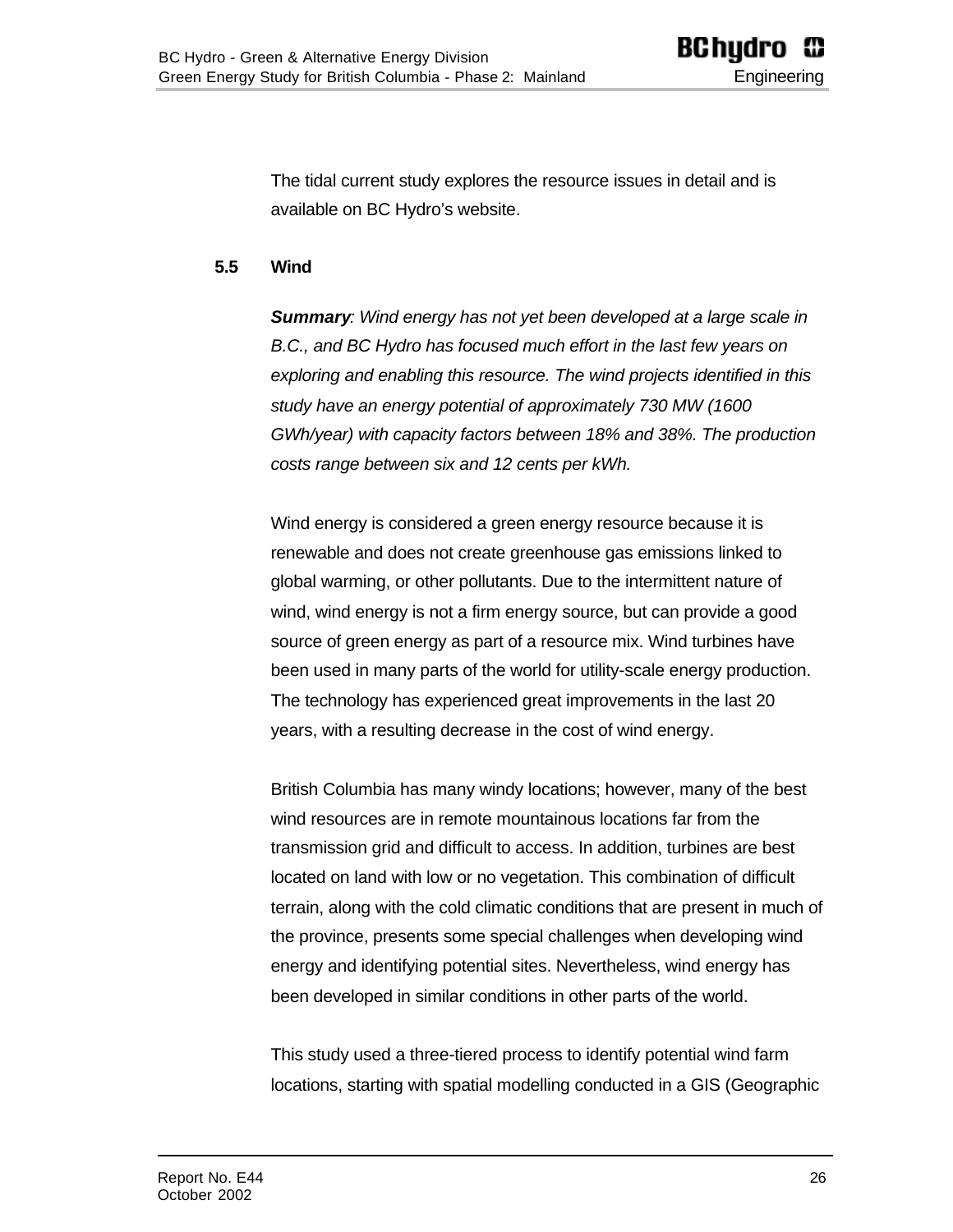The tidal current study explores the resource issues in detail and is available on BC Hydro's website.

### 5.5 Wind

***Summary**: Wind energy has not yet been developed at a large scale in B.C., and BC Hydro has focused much effort in the last few years on exploring and enabling this resource. The wind projects identified in this study have an energy potential of approximately 730 MW (1600 GWh/year) with capacity factors between 18% and 38%. The production costs range between six and 12 cents per kWh.*

Wind energy is considered a green energy resource because it is renewable and does not create greenhouse gas emissions linked to global warming, or other pollutants. Due to the intermittent nature of wind, wind energy is not a firm energy source, but can provide a good source of green energy as part of a resource mix. Wind turbines have been used in many parts of the world for utility-scale energy production. The technology has experienced great improvements in the last 20 years, with a resulting decrease in the cost of wind energy.

British Columbia has many windy locations; however, many of the best wind resources are in remote mountainous locations far from the transmission grid and difficult to access. In addition, turbines are best located on land with low or no vegetation. This combination of difficult terrain, along with the cold climatic conditions that are present in much of the province, presents some special challenges when developing wind energy and identifying potential sites. Nevertheless, wind energy has been developed in similar conditions in other parts of the world.

This study used a three-tiered process to identify potential wind farm locations, starting with spatial modelling conducted in a GIS (Geographic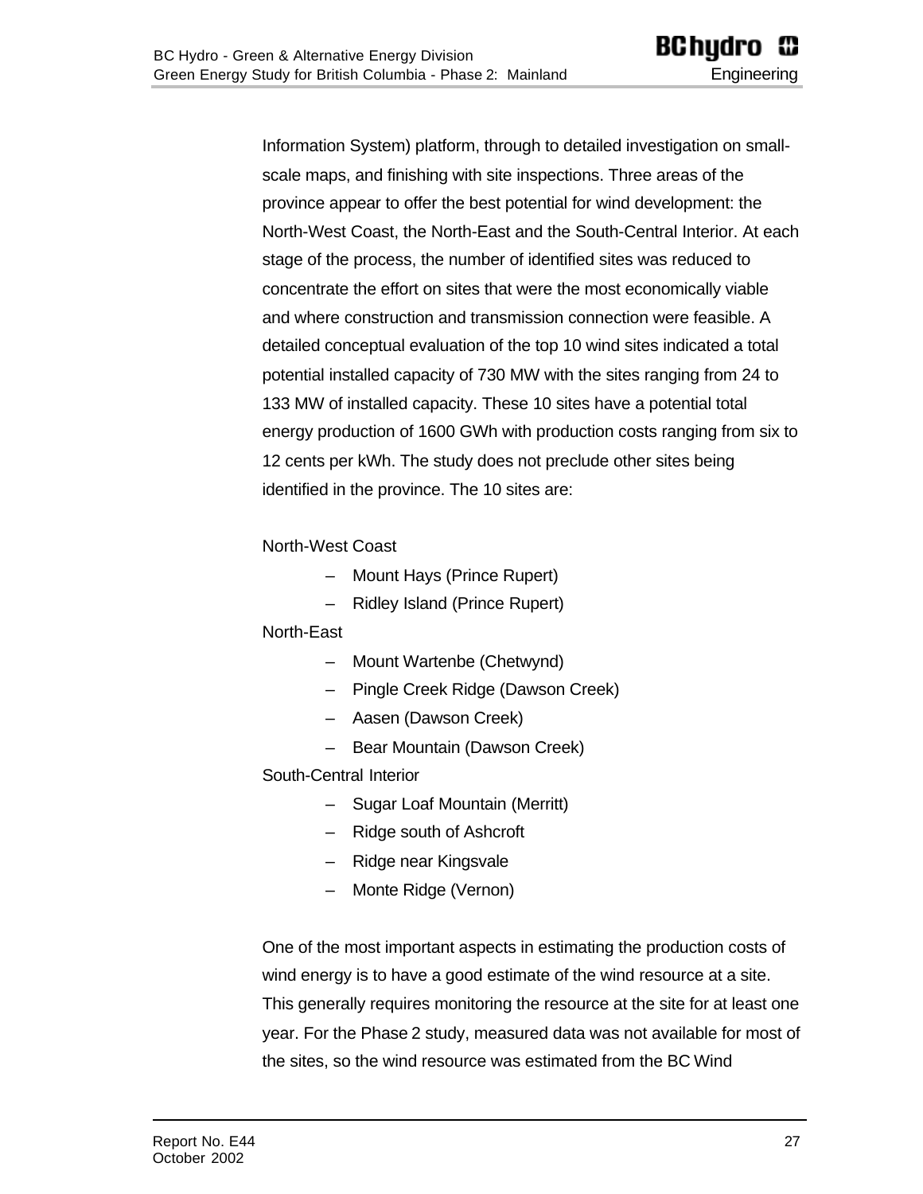Information System) platform, through to detailed investigation on small-scale maps, and finishing with site inspections. Three areas of the province appear to offer the best potential for wind development: the North-West Coast, the North-East and the South-Central Interior. At each stage of the process, the number of identified sites was reduced to concentrate the effort on sites that were the most economically viable and where construction and transmission connection were feasible. A detailed conceptual evaluation of the top 10 wind sites indicated a total potential installed capacity of 730 MW with the sites ranging from 24 to 133 MW of installed capacity. These 10 sites have a potential total energy production of 1600 GWh with production costs ranging from six to 12 cents per kWh. The study does not preclude other sites being identified in the province. The 10 sites are:

North-West Coast

- Mount Hays (Prince Rupert)
- Ridley Island (Prince Rupert)

North-East

- Mount Wartenbe (Chetwynd)
- Pingle Creek Ridge (Dawson Creek)
- Aasen (Dawson Creek)
- Bear Mountain (Dawson Creek)

South-Central Interior

- Sugar Loaf Mountain (Merritt)
- Ridge south of Ashcroft
- Ridge near Kingsvale
- Monte Ridge (Vernon)

One of the most important aspects in estimating the production costs of wind energy is to have a good estimate of the wind resource at a site. This generally requires monitoring the resource at the site for at least one year. For the Phase 2 study, measured data was not available for most of the sites, so the wind resource was estimated from the BC Wind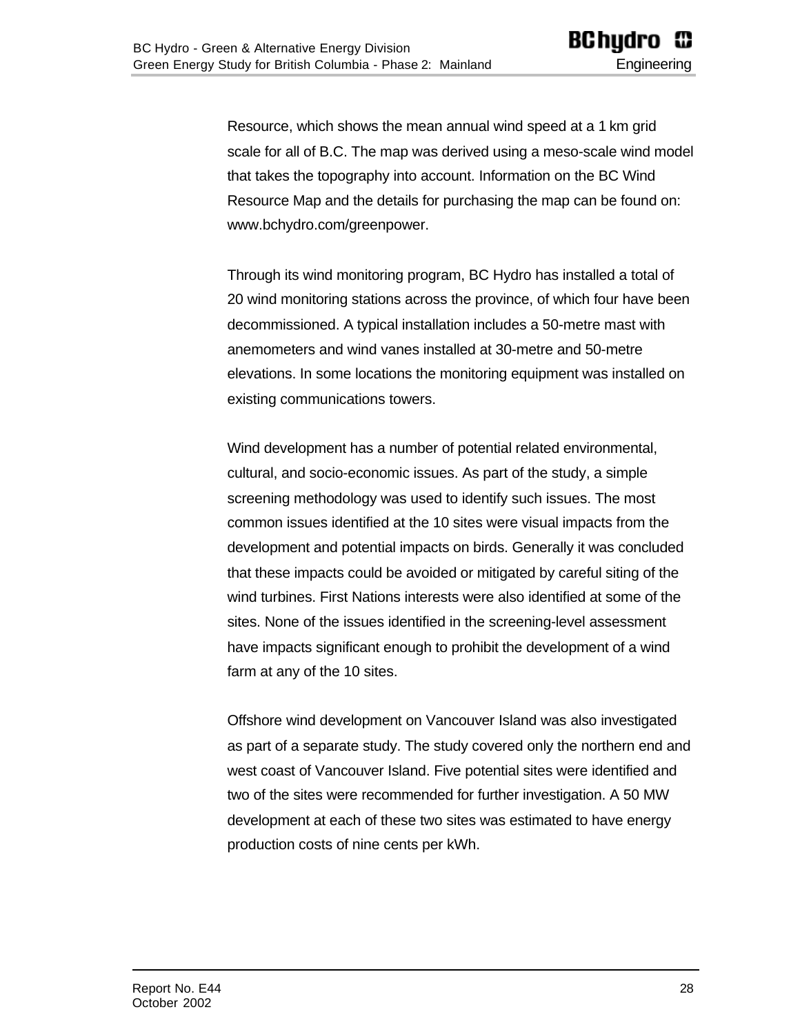Resource, which shows the mean annual wind speed at a 1 km grid scale for all of B.C. The map was derived using a meso-scale wind model that takes the topography into account. Information on the BC Wind Resource Map and the details for purchasing the map can be found on: www.bchydro.com/greenpower.

Through its wind monitoring program, BC Hydro has installed a total of 20 wind monitoring stations across the province, of which four have been decommissioned. A typical installation includes a 50-metre mast with anemometers and wind vanes installed at 30-metre and 50-metre elevations. In some locations the monitoring equipment was installed on existing communications towers.

Wind development has a number of potential related environmental, cultural, and socio-economic issues. As part of the study, a simple screening methodology was used to identify such issues. The most common issues identified at the 10 sites were visual impacts from the development and potential impacts on birds. Generally it was concluded that these impacts could be avoided or mitigated by careful siting of the wind turbines. First Nations interests were also identified at some of the sites. None of the issues identified in the screening-level assessment have impacts significant enough to prohibit the development of a wind farm at any of the 10 sites.

Offshore wind development on Vancouver Island was also investigated as part of a separate study. The study covered only the northern end and west coast of Vancouver Island. Five potential sites were identified and two of the sites were recommended for further investigation. A 50 MW development at each of these two sites was estimated to have energy production costs of nine cents per kWh.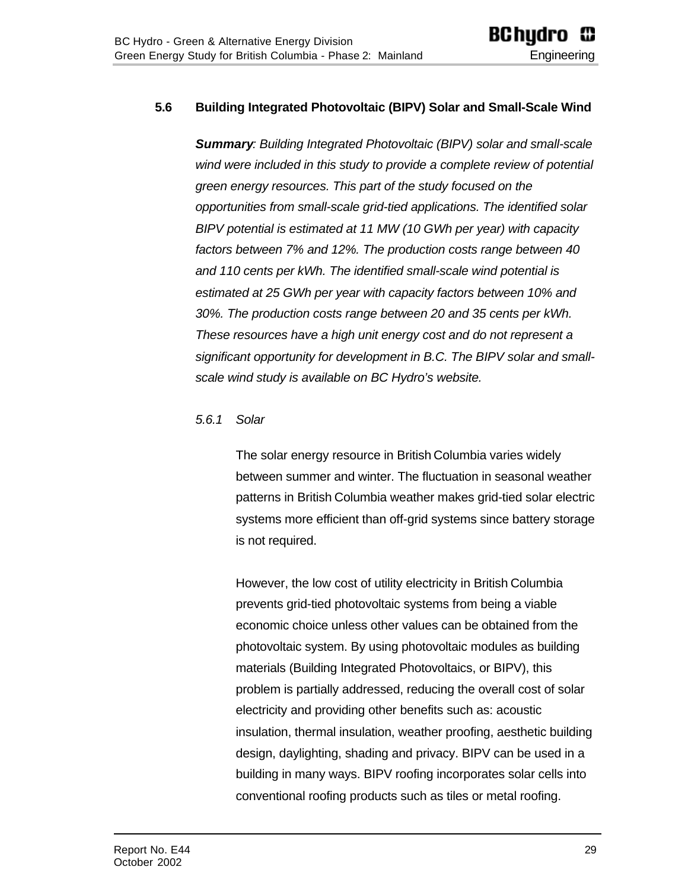## 5.6 Building Integrated Photovoltaic (BIPV) Solar and Small-Scale Wind

***Summary****: Building Integrated Photovoltaic (BIPV) solar and small-scale wind were included in this study to provide a complete review of potential green energy resources. This part of the study focused on the opportunities from small-scale grid-tied applications. The identified solar BIPV potential is estimated at 11 MW (10 GWh per year) with capacity factors between 7% and 12%. The production costs range between 40 and 110 cents per kWh. The identified small-scale wind potential is estimated at 25 GWh per year with capacity factors between 10% and 30%. The production costs range between 20 and 35 cents per kWh. These resources have a high unit energy cost and do not represent a significant opportunity for development in B.C. The BIPV solar and small-scale wind study is available on BC Hydro's website.*

### *5.6.1 Solar*

The solar energy resource in British Columbia varies widely between summer and winter. The fluctuation in seasonal weather patterns in British Columbia weather makes grid-tied solar electric systems more efficient than off-grid systems since battery storage is not required.

However, the low cost of utility electricity in British Columbia prevents grid-tied photovoltaic systems from being a viable economic choice unless other values can be obtained from the photovoltaic system. By using photovoltaic modules as building materials (Building Integrated Photovoltaics, or BIPV), this problem is partially addressed, reducing the overall cost of solar electricity and providing other benefits such as: acoustic insulation, thermal insulation, weather proofing, aesthetic building design, daylighting, shading and privacy. BIPV can be used in a building in many ways. BIPV roofing incorporates solar cells into conventional roofing products such as tiles or metal roofing.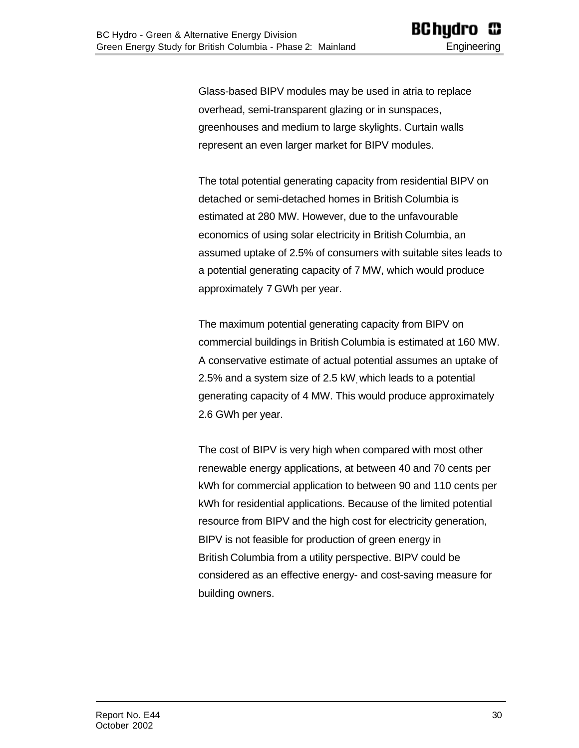Glass-based BIPV modules may be used in atria to replace overhead, semi-transparent glazing or in sunspaces, greenhouses and medium to large skylights. Curtain walls represent an even larger market for BIPV modules.

The total potential generating capacity from residential BIPV on detached or semi-detached homes in British Columbia is estimated at 280 MW. However, due to the unfavourable economics of using solar electricity in British Columbia, an assumed uptake of 2.5% of consumers with suitable sites leads to a potential generating capacity of 7 MW, which would produce approximately 7 GWh per year.

The maximum potential generating capacity from BIPV on commercial buildings in British Columbia is estimated at 160 MW. A conservative estimate of actual potential assumes an uptake of 2.5% and a system size of 2.5 kW, which leads to a potential generating capacity of 4 MW. This would produce approximately 2.6 GWh per year.

The cost of BIPV is very high when compared with most other renewable energy applications, at between 40 and 70 cents per kWh for commercial application to between 90 and 110 cents per kWh for residential applications. Because of the limited potential resource from BIPV and the high cost for electricity generation, BIPV is not feasible for production of green energy in British Columbia from a utility perspective. BIPV could be considered as an effective energy- and cost-saving measure for building owners.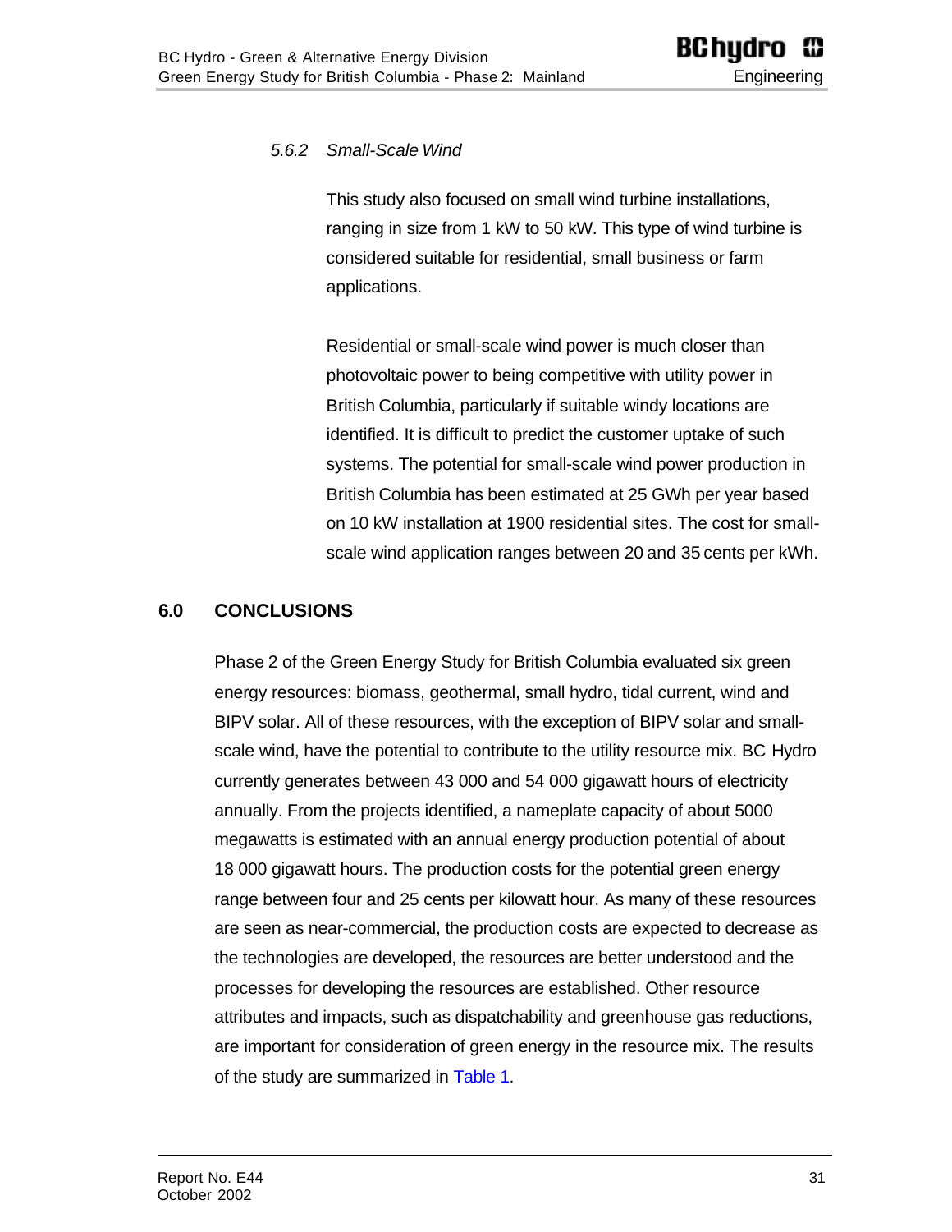### *5.6.2 Small-Scale Wind*

This study also focused on small wind turbine installations, ranging in size from 1 kW to 50 kW. This type of wind turbine is considered suitable for residential, small business or farm applications.

Residential or small-scale wind power is much closer than photovoltaic power to being competitive with utility power in British Columbia, particularly if suitable windy locations are identified. It is difficult to predict the customer uptake of such systems. The potential for small-scale wind power production in British Columbia has been estimated at 25 GWh per year based on 10 kW installation at 1900 residential sites. The cost for small-scale wind application ranges between 20 and 35 cents per kWh.

## 6.0 CONCLUSIONS

Phase 2 of the Green Energy Study for British Columbia evaluated six green energy resources: biomass, geothermal, small hydro, tidal current, wind and BIPV solar. All of these resources, with the exception of BIPV solar and small-scale wind, have the potential to contribute to the utility resource mix. BC Hydro currently generates between 43 000 and 54 000 gigawatt hours of electricity annually. From the projects identified, a nameplate capacity of about 5000 megawatts is estimated with an annual energy production potential of about 18 000 gigawatt hours. The production costs for the potential green energy range between four and 25 cents per kilowatt hour. As many of these resources are seen as near-commercial, the production costs are expected to decrease as the technologies are developed, the resources are better understood and the processes for developing the resources are established. Other resource attributes and impacts, such as dispatchability and greenhouse gas reductions, are important for consideration of green energy in the resource mix. The results of the study are summarized in Table 1.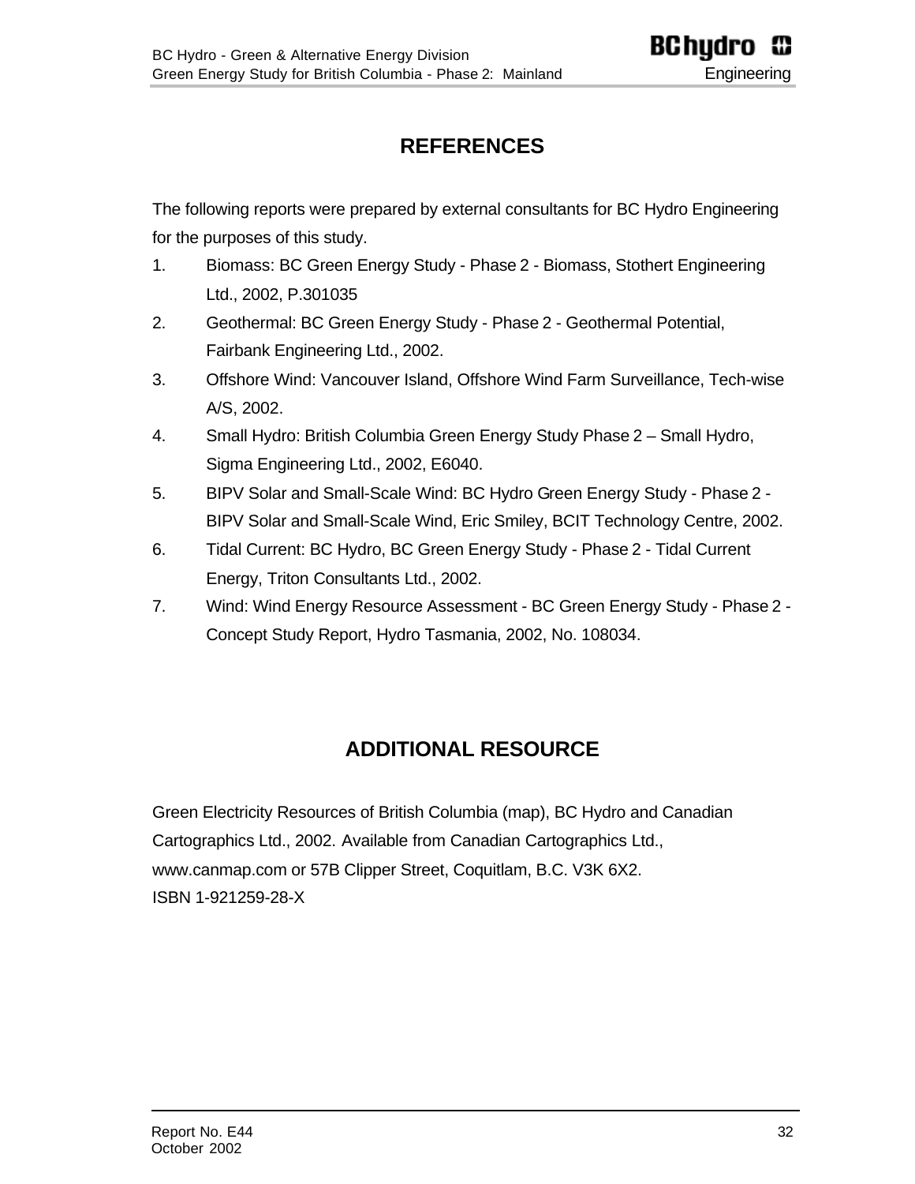# REFERENCES

The following reports were prepared by external consultants for BC Hydro Engineering for the purposes of this study.

1. Biomass: BC Green Energy Study - Phase 2 - Biomass, Stothert Engineering Ltd., 2002, P.301035
2. Geothermal: BC Green Energy Study - Phase 2 - Geothermal Potential, Fairbank Engineering Ltd., 2002.
3. Offshore Wind: Vancouver Island, Offshore Wind Farm Surveillance, Tech-wise A/S, 2002.
4. Small Hydro: British Columbia Green Energy Study Phase 2 – Small Hydro, Sigma Engineering Ltd., 2002, E6040.
5. BIPV Solar and Small-Scale Wind: BC Hydro Green Energy Study - Phase 2 - BIPV Solar and Small-Scale Wind, Eric Smiley, BCIT Technology Centre, 2002.
6. Tidal Current: BC Hydro, BC Green Energy Study - Phase 2 - Tidal Current Energy, Triton Consultants Ltd., 2002.
7. Wind: Wind Energy Resource Assessment - BC Green Energy Study - Phase 2 - Concept Study Report, Hydro Tasmania, 2002, No. 108034.

# ADDITIONAL RESOURCE

Green Electricity Resources of British Columbia (map), BC Hydro and Canadian Cartographics Ltd., 2002. Available from Canadian Cartographics Ltd., www.canmap.com or 57B Clipper Street, Coquitlam, B.C. V3K 6X2.
ISBN 1-921259-28-X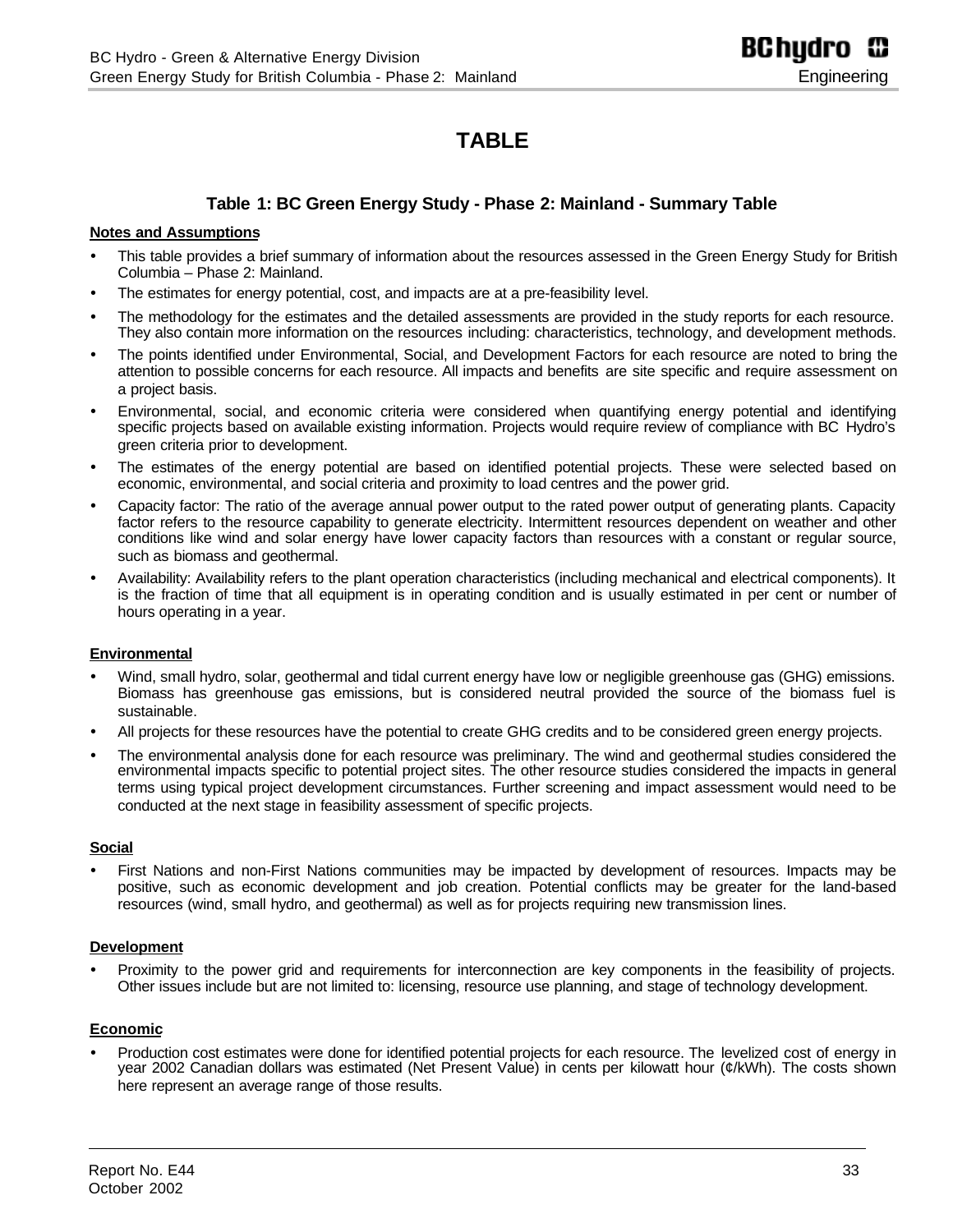# TABLE

### Table 1: BC Green Energy Study - Phase 2: Mainland - Summary Table

**Notes and Assumptions**

- This table provides a brief summary of information about the resources assessed in the Green Energy Study for British Columbia – Phase 2: Mainland.
- The estimates for energy potential, cost, and impacts are at a pre-feasibility level.
- The methodology for the estimates and the detailed assessments are provided in the study reports for each resource. They also contain more information on the resources including: characteristics, technology, and development methods.
- The points identified under Environmental, Social, and Development Factors for each resource are noted to bring the attention to possible concerns for each resource. All impacts and benefits are site specific and require assessment on a project basis.
- Environmental, social, and economic criteria were considered when quantifying energy potential and identifying specific projects based on available existing information. Projects would require review of compliance with BC Hydro's green criteria prior to development.
- The estimates of the energy potential are based on identified potential projects. These were selected based on economic, environmental, and social criteria and proximity to load centres and the power grid.
- Capacity factor: The ratio of the average annual power output to the rated power output of generating plants. Capacity factor refers to the resource capability to generate electricity. Intermittent resources dependent on weather and other conditions like wind and solar energy have lower capacity factors than resources with a constant or regular source, such as biomass and geothermal.
- Availability: Availability refers to the plant operation characteristics (including mechanical and electrical components). It is the fraction of time that all equipment is in operating condition and is usually estimated in per cent or number of hours operating in a year.

**Environmental**

- Wind, small hydro, solar, geothermal and tidal current energy have low or negligible greenhouse gas (GHG) emissions. Biomass has greenhouse gas emissions, but is considered neutral provided the source of the biomass fuel is sustainable.
- All projects for these resources have the potential to create GHG credits and to be considered green energy projects.
- The environmental analysis done for each resource was preliminary. The wind and geothermal studies considered the environmental impacts specific to potential project sites. The other resource studies considered the impacts in general terms using typical project development circumstances. Further screening and impact assessment would need to be conducted at the next stage in feasibility assessment of specific projects.

**Social**

- First Nations and non-First Nations communities may be impacted by development of resources. Impacts may be positive, such as economic development and job creation. Potential conflicts may be greater for the land-based resources (wind, small hydro, and geothermal) as well as for projects requiring new transmission lines.

**Development**

- Proximity to the power grid and requirements for interconnection are key components in the feasibility of projects. Other issues include but are not limited to: licensing, resource use planning, and stage of technology development.

**Economic**

- Production cost estimates were done for identified potential projects for each resource. The levelized cost of energy in year 2002 Canadian dollars was estimated (Net Present Value) in cents per kilowatt hour (¢/kWh). The costs shown here represent an average range of those results.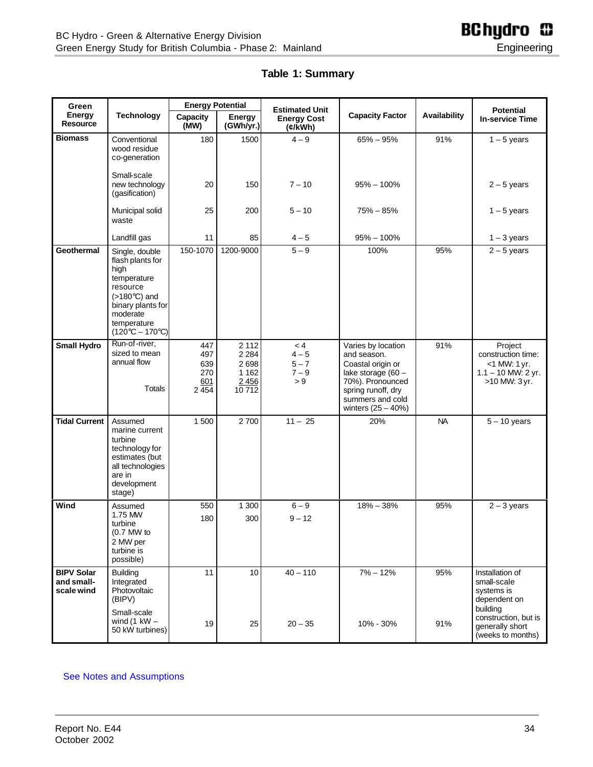## Table 1: Summary

| Green Energy Resource | Technology | Energy Potential | | Estimated Unit Energy Cost (¢/kWh) | Capacity Factor | Availability | Potential In-service Time |
|---|---|---|---|---|---|---|---|
| | | Capacity (MW) | Energy (GWh/yr.) | | | | |
| **Biomass** | Conventional wood residue co-generation | 180 | 1500 | 4 – 9 | 65% – 95% | 91% | 1 – 5 years |
| | Small-scale new technology (gasification) | 20 | 150 | 7 – 10 | 95% – 100% | | 2 – 5 years |
| | Municipal solid waste | 25 | 200 | 5 – 10 | 75% – 85% | | 1 – 5 years |
| | Landfill gas | 11 | 85 | 4 – 5 | 95% – 100% | | 1 – 3 years |
| **Geothermal** | Single, double flash plants for high temperature resource (>180°C) and binary plants for moderate temperature (120°C – 170°C) | 150-1070 | 1200-9000 | 5 – 9 | 100% | 95% | 2 – 5 years |
| **Small Hydro** | Run-of-river, sized to mean annual flow | 447<br>497<br>639<br>270<br>601 | 2 112<br>2 284<br>2 698<br>1 162<br>2 456 | < 4<br>4 – 5<br>5 – 7<br>7 – 9<br>> 9 | Varies by location and season. Coastal origin or lake storage (60 – 70%). Pronounced spring runoff, dry summers and cold winters (25 – 40%) | 91% | Project construction time:<br><1 MW: 1 yr.<br>1.1 – 10 MW: 2 yr.<br>>10 MW: 3 yr. |
| | Totals | 2 454 | 10 712 | | | | |
| **Tidal Current** | Assumed marine current turbine technology for estimates (but all technologies are in development stage) | 1 500 | 2 700 | 11 – 25 | 20% | NA | 5 – 10 years |
| **Wind** | Assumed 1.75 MW turbine (0.7 MW to 2 MW per turbine is possible) | 550<br>180 | 1 300<br>300 | 6 – 9<br>9 – 12 | 18% – 38% | 95% | 2 – 3 years |
| **BIPV Solar and small-scale wind** | Building Integrated Photovoltaic (BIPV) | 11 | 10 | 40 – 110 | 7% – 12% | 95% | Installation of small-scale systems is dependent on building construction, but is generally short (weeks to months) |
| | Small-scale wind (1 kW – 50 kW turbines) | 19 | 25 | 20 – 35 | 10% - 30% | 91% | |

See Notes and Assumptions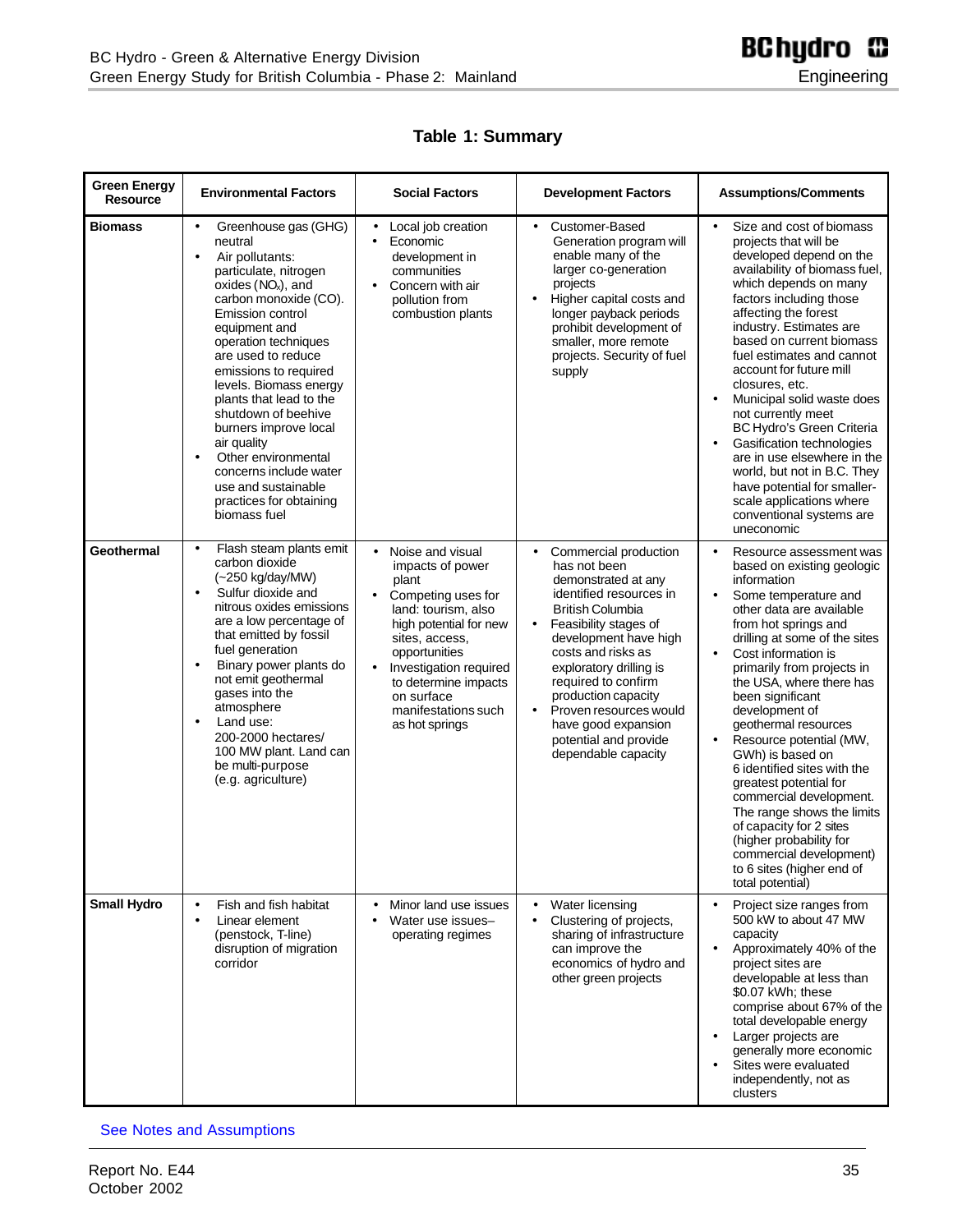## Table 1: Summary

| Green Energy Resource | Environmental Factors | Social Factors | Development Factors | Assumptions/Comments |
|---|---|---|---|---|
| **Biomass** | • Greenhouse gas (GHG) neutral<br>• Air pollutants: particulate, nitrogen oxides ($NO_x$), and carbon monoxide (CO). Emission control equipment and operation techniques are used to reduce emissions to required levels. Biomass energy plants that lead to the shutdown of beehive burners improve local air quality<br>• Other environmental concerns include water use and sustainable practices for obtaining biomass fuel | • Local job creation<br>• Economic development in communities<br>• Concern with air pollution from combustion plants | • Customer-Based Generation program will enable many of the larger co-generation projects<br>• Higher capital costs and longer payback periods prohibit development of smaller, more remote projects. Security of fuel supply | • Size and cost of biomass projects that will be developed depend on the availability of biomass fuel, which depends on many factors including those affecting the forest industry. Estimates are based on current biomass fuel estimates and cannot account for future mill closures, etc.<br>• Municipal solid waste does not currently meet BC Hydro's Green Criteria<br>• Gasification technologies are in use elsewhere in the world, but not in B.C. They have potential for smaller-scale applications where conventional systems are uneconomic |
| **Geothermal** | • Flash steam plants emit carbon dioxide (~250 kg/day/MW)<br>• Sulfur dioxide and nitrous oxides emissions are a low percentage of that emitted by fossil fuel generation<br>• Binary power plants do not emit geothermal gases into the atmosphere<br>• Land use: 200-2000 hectares/ 100 MW plant. Land can be multi-purpose (e.g. agriculture) | • Noise and visual impacts of power plant<br>• Competing uses for land: tourism, also high potential for new sites, access, opportunities<br>• Investigation required to determine impacts on surface manifestations such as hot springs | • Commercial production has not been demonstrated at any identified resources in British Columbia<br>• Feasibility stages of development have high costs and risks as exploratory drilling is required to confirm production capacity<br>• Proven resources would have good expansion potential and provide dependable capacity | • Resource assessment was based on existing geologic information<br>• Some temperature and other data are available from hot springs and drilling at some of the sites<br>• Cost information is primarily from projects in the USA, where there has been significant development of geothermal resources<br>• Resource potential (MW, GWh) is based on 6 identified sites with the greatest potential for commercial development. The range shows the limits of capacity for 2 sites (higher probability for commercial development) to 6 sites (higher end of total potential) |
| **Small Hydro** | • Fish and fish habitat<br>• Linear element (penstock, T-line) disruption of migration corridor | • Minor land use issues<br>• Water use issues–operating regimes | • Water licensing<br>• Clustering of projects, sharing of infrastructure can improve the economics of hydro and other green projects | • Project size ranges from 500 kW to about 47 MW capacity<br>• Approximately 40% of the project sites are developable at less than \$0.07 kWh; these comprise about 67% of the total developable energy<br>• Larger projects are generally more economic<br>• Sites were evaluated independently, not as clusters |

See Notes and Assumptions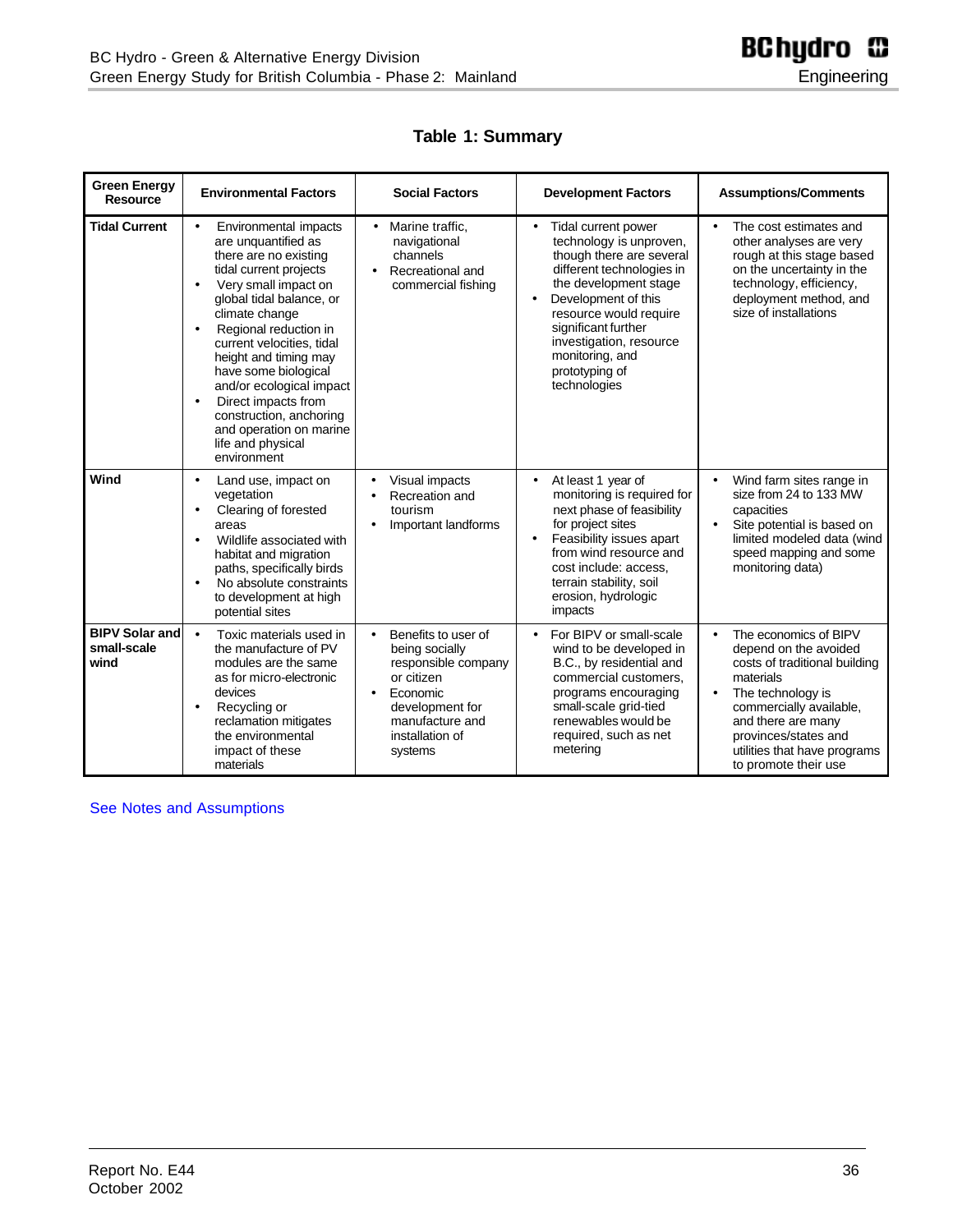## Table 1: Summary

| Green Energy Resource | Environmental Factors | Social Factors | Development Factors | Assumptions/Comments |
|---|---|---|---|---|
| **Tidal Current** | • Environmental impacts are unquantified as there are no existing tidal current projects<br>• Very small impact on global tidal balance, or climate change<br>• Regional reduction in current velocities, tidal height and timing may have some biological and/or ecological impact<br>• Direct impacts from construction, anchoring and operation on marine life and physical environment | • Marine traffic, navigational channels<br>• Recreational and commercial fishing | • Tidal current power technology is unproven, though there are several different technologies in the development stage<br>• Development of this resource would require significant further investigation, resource monitoring, and prototyping of technologies | • The cost estimates and other analyses are very rough at this stage based on the uncertainty in the technology, efficiency, deployment method, and size of installations |
| **Wind** | • Land use, impact on vegetation<br>• Clearing of forested areas<br>• Wildlife associated with habitat and migration paths, specifically birds<br>• No absolute constraints to development at high potential sites | • Visual impacts<br>• Recreation and tourism<br>• Important landforms | • At least 1 year of monitoring is required for next phase of feasibility for project sites<br>• Feasibility issues apart from wind resource and cost include: access, terrain stability, soil erosion, hydrologic impacts | • Wind farm sites range in size from 24 to 133 MW capacities<br>• Site potential is based on limited modeled data (wind speed mapping and some monitoring data) |
| **BIPV Solar and small-scale wind** | • Toxic materials used in the manufacture of PV modules are the same as for micro-electronic devices<br>• Recycling or reclamation mitigates the environmental impact of these materials | • Benefits to user of being socially responsible company or citizen<br>• Economic development for manufacture and installation of systems | • For BIPV or small-scale wind to be developed in B.C., by residential and commercial customers, programs encouraging small-scale grid-tied renewables would be required, such as net metering | • The economics of BIPV depend on the avoided costs of traditional building materials<br>• The technology is commercially available, and there are many provinces/states and utilities that have programs to promote their use |

See Notes and Assumptions